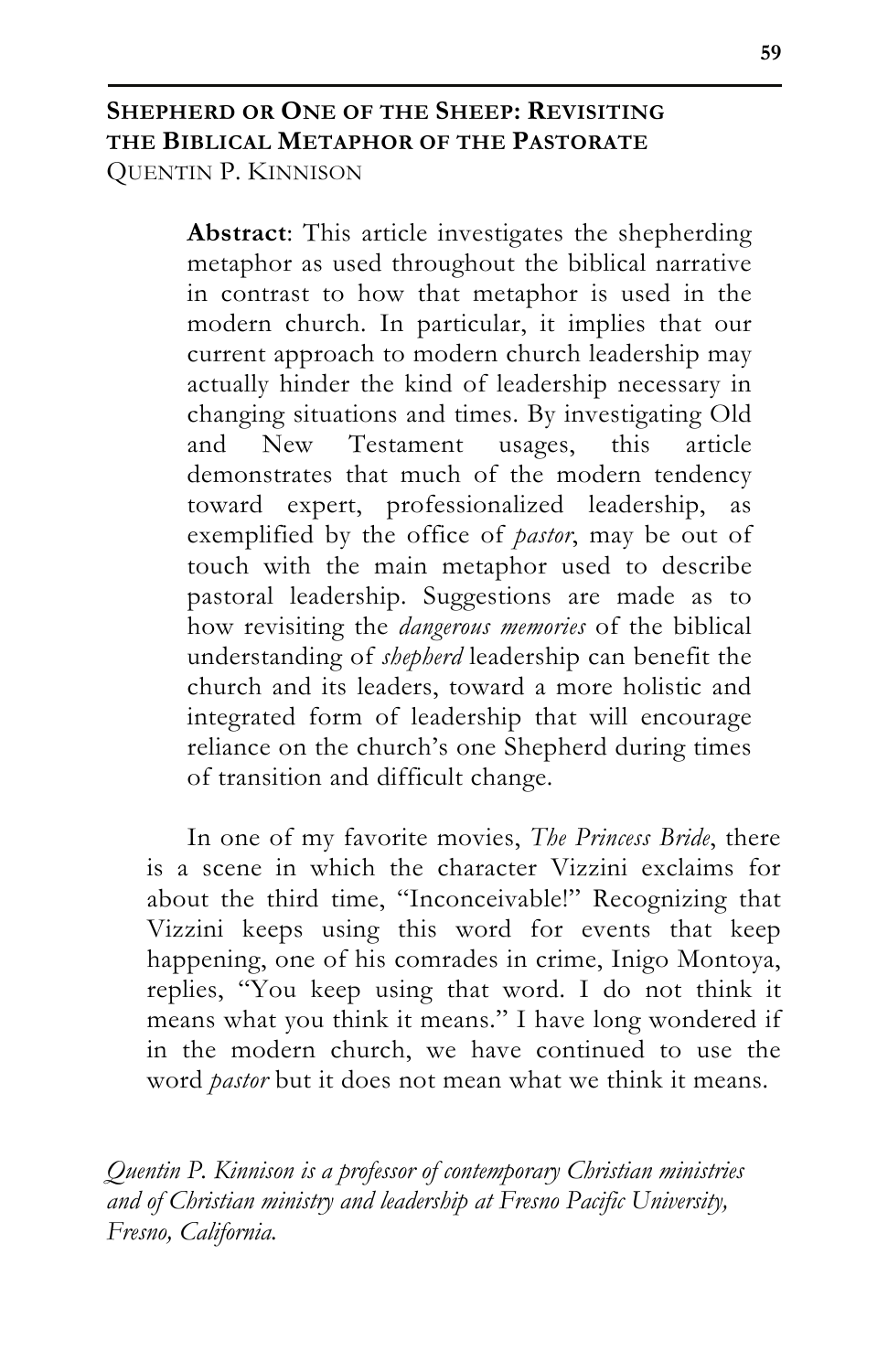# SHEPHERD OR ONE OF THE SHEEP: REVISITING THE BIBLICAL METAPHOR OF THE PASTORATE

QUENTIN P. KINNISON

> **Abstract**: This article investigates the shepherding metaphor as used throughout the biblical narrative in contrast to how that metaphor is used in the modern church. In particular, it implies that our current approach to modern church leadership may actually hinder the kind of leadership necessary in changing situations and times. By investigating Old and New Testament usages, this article demonstrates that much of the modern tendency toward expert, professionalized leadership, as exemplified by the office of *pastor*, may be out of touch with the main metaphor used to describe pastoral leadership. Suggestions are made as to how revisiting the *dangerous memories* of the biblical understanding of *shepherd* leadership can benefit the church and its leaders, toward a more holistic and integrated form of leadership that will encourage reliance on the church's one Shepherd during times of transition and difficult change.

In one of my favorite movies, *The Princess Bride*, there is a scene in which the character Vizzini exclaims for about the third time, "Inconceivable!" Recognizing that Vizzini keeps using this word for events that keep happening, one of his comrades in crime, Inigo Montoya, replies, "You keep using that word. I do not think it means what you think it means." I have long wondered if in the modern church, we have continued to use the word *pastor* but it does not mean what we think it means.

*Quentin P. Kinnison is a professor of contemporary Christian ministries and of Christian ministry and leadership at Fresno Pacific University, Fresno, California.*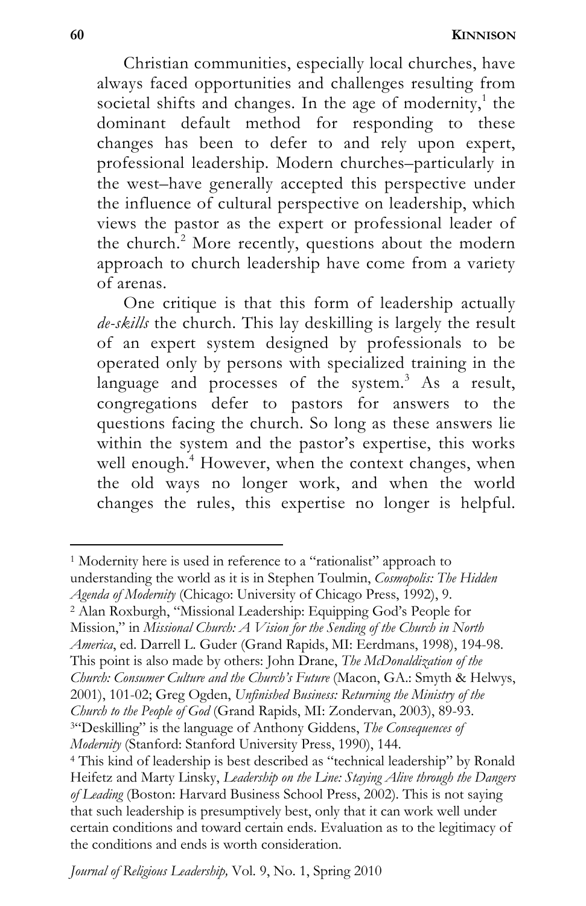Christian communities, especially local churches, have always faced opportunities and challenges resulting from societal shifts and changes. In the age of modernity,[1] the dominant default method for responding to these changes has been to defer to and rely upon expert, professional leadership. Modern churches–particularly in the west–have generally accepted this perspective under the influence of cultural perspective on leadership, which views the pastor as the expert or professional leader of the church.[2] More recently, questions about the modern approach to church leadership have come from a variety of arenas.

One critique is that this form of leadership actually *de-skills* the church. This lay deskilling is largely the result of an expert system designed by professionals to be operated only by persons with specialized training in the language and processes of the system.[3] As a result, congregations defer to pastors for answers to the questions facing the church. So long as these answers lie within the system and the pastor's expertise, this works well enough.[4] However, when the context changes, when the old ways no longer work, and when the world changes the rules, this expertise no longer is helpful.

---

[1] Modernity here is used in reference to a "rationalist" approach to understanding the world as it is in Stephen Toulmin, *Cosmopolis: The Hidden Agenda of Modernity* (Chicago: University of Chicago Press, 1992), 9.

[2] Alan Roxburgh, "Missional Leadership: Equipping God's People for Mission," in *Missional Church: A Vision for the Sending of the Church in North America*, ed. Darrell L. Guder (Grand Rapids, MI: Eerdmans, 1998), 194-98. This point is also made by others: John Drane, *The McDonaldization of the Church: Consumer Culture and the Church's Future* (Macon, GA.: Smyth & Helwys, 2001), 101-02; Greg Ogden, *Unfinished Business: Returning the Ministry of the Church to the People of God* (Grand Rapids, MI: Zondervan, 2003), 89-93.

[3] "Deskilling" is the language of Anthony Giddens, *The Consequences of Modernity* (Stanford: Stanford University Press, 1990), 144.

[4] This kind of leadership is best described as "technical leadership" by Ronald Heifetz and Marty Linsky, *Leadership on the Line: Staying Alive through the Dangers of Leading* (Boston: Harvard Business School Press, 2002). This is not saying that such leadership is presumptively best, only that it can work well under certain conditions and toward certain ends. Evaluation as to the legitimacy of the conditions and ends is worth consideration.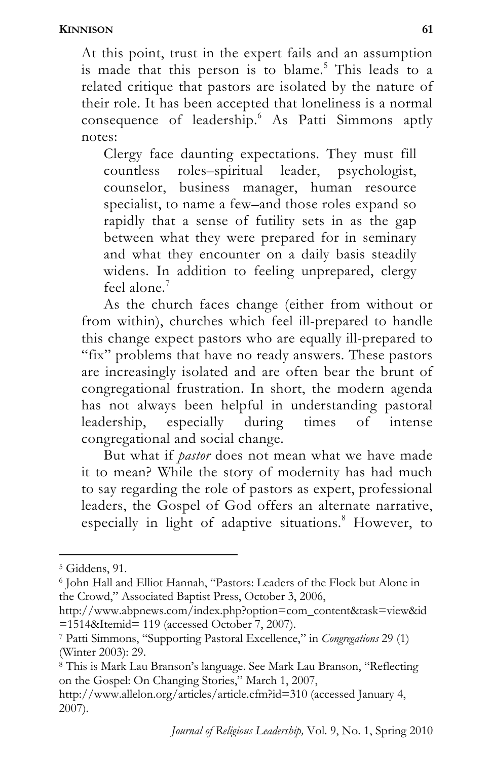At this point, trust in the expert fails and an assumption is made that this person is to blame.[5] This leads to a related critique that pastors are isolated by the nature of their role. It has been accepted that loneliness is a normal consequence of leadership.[6] As Patti Simmons aptly notes:

> Clergy face daunting expectations. They must fill countless roles–spiritual leader, psychologist, counselor, business manager, human resource specialist, to name a few–and those roles expand so rapidly that a sense of futility sets in as the gap between what they were prepared for in seminary and what they encounter on a daily basis steadily widens. In addition to feeling unprepared, clergy feel alone.[7]

As the church faces change (either from without or from within), churches which feel ill-prepared to handle this change expect pastors who are equally ill-prepared to "fix" problems that have no ready answers. These pastors are increasingly isolated and are often bear the brunt of congregational frustration. In short, the modern agenda has not always been helpful in understanding pastoral leadership, especially during times of intense congregational and social change.

But what if *pastor* does not mean what we have made it to mean? While the story of modernity has had much to say regarding the role of pastors as expert, professional leaders, the Gospel of God offers an alternate narrative, especially in light of adaptive situations.[8] However, to

---

[5] Giddens, 91.

[6] John Hall and Elliot Hannah, "Pastors: Leaders of the Flock but Alone in the Crowd," Associated Baptist Press, October 3, 2006, http://www.abpnews.com/index.php?option=com_content&task=view&id=1514&Itemid= 119 (accessed October 7, 2007).

[7] Patti Simmons, "Supporting Pastoral Excellence," in *Congregations* 29 (1) (Winter 2003): 29.

[8] This is Mark Lau Branson's language. See Mark Lau Branson, "Reflecting on the Gospel: On Changing Stories," March 1, 2007, http://www.allelon.org/articles/article.cfm?id=310 (accessed January 4, 2007).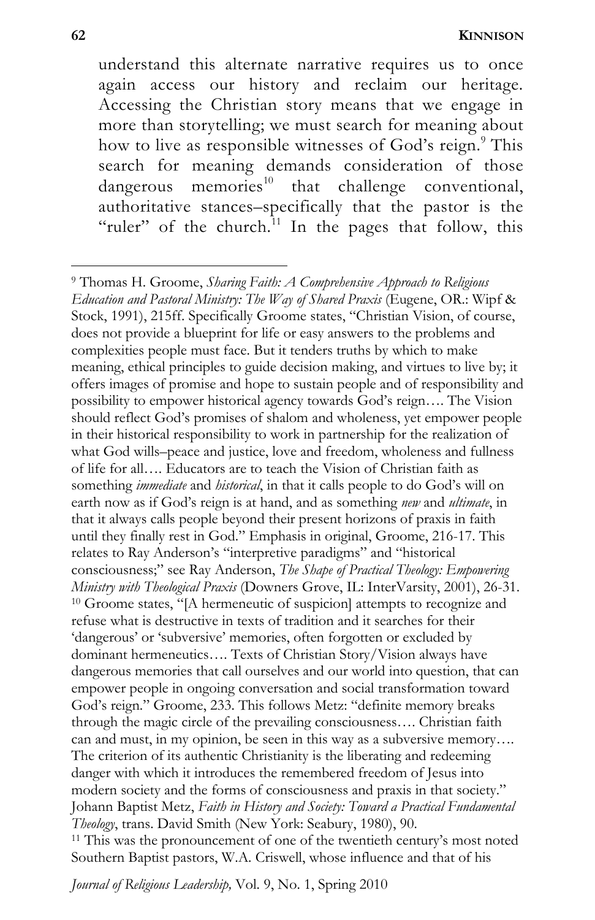understand this alternate narrative requires us to once again access our history and reclaim our heritage. Accessing the Christian story means that we engage in more than storytelling; we must search for meaning about how to live as responsible witnesses of God's reign.[9] This search for meaning demands consideration of those dangerous memories[10] that challenge conventional, authoritative stances–specifically that the pastor is the "ruler" of the church.[11] In the pages that follow, this

---

[9] Thomas H. Groome, *Sharing Faith: A Comprehensive Approach to Religious Education and Pastoral Ministry: The Way of Shared Praxis* (Eugene, OR.: Wipf & Stock, 1991), 215ff. Specifically Groome states, "Christian Vision, of course, does not provide a blueprint for life or easy answers to the problems and complexities people must face. But it tenders truths by which to make meaning, ethical principles to guide decision making, and virtues to live by; it offers images of promise and hope to sustain people and of responsibility and possibility to empower historical agency towards God's reign…. The Vision should reflect God's promises of shalom and wholeness, yet empower people in their historical responsibility to work in partnership for the realization of what God wills–peace and justice, love and freedom, wholeness and fullness of life for all…. Educators are to teach the Vision of Christian faith as something *immediate* and *historical*, in that it calls people to do God's will on earth now as if God's reign is at hand, and as something *new* and *ultimate*, in that it always calls people beyond their present horizons of praxis in faith until they finally rest in God." Emphasis in original, Groome, 216-17. This relates to Ray Anderson's "interpretive paradigms" and "historical consciousness;" see Ray Anderson, *The Shape of Practical Theology: Empowering Ministry with Theological Praxis* (Downers Grove, IL: InterVarsity, 2001), 26-31.

[10] Groome states, "[A hermeneutic of suspicion] attempts to recognize and refuse what is destructive in texts of tradition and it searches for their 'dangerous' or 'subversive' memories, often forgotten or excluded by dominant hermeneutics…. Texts of Christian Story/Vision always have dangerous memories that call ourselves and our world into question, that can empower people in ongoing conversation and social transformation toward God's reign." Groome, 233. This follows Metz: "definite memory breaks through the magic circle of the prevailing consciousness…. Christian faith can and must, in my opinion, be seen in this way as a subversive memory…. The criterion of its authentic Christianity is the liberating and redeeming danger with which it introduces the remembered freedom of Jesus into modern society and the forms of consciousness and praxis in that society." Johann Baptist Metz, *Faith in History and Society: Toward a Practical Fundamental Theology*, trans. David Smith (New York: Seabury, 1980), 90.

[11] This was the pronouncement of one of the twentieth century's most noted Southern Baptist pastors, W.A. Criswell, whose influence and that of his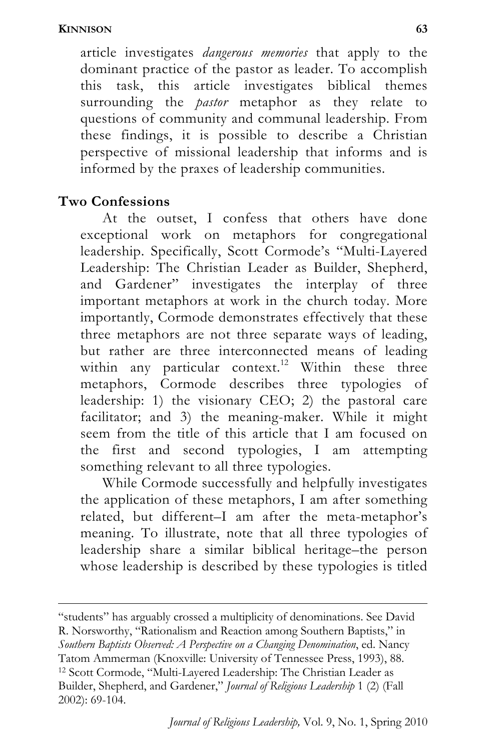article investigates *dangerous memories* that apply to the dominant practice of the pastor as leader. To accomplish this task, this article investigates biblical themes surrounding the *pastor* metaphor as they relate to questions of community and communal leadership. From these findings, it is possible to describe a Christian perspective of missional leadership that informs and is informed by the praxes of leadership communities.

## Two Confessions

At the outset, I confess that others have done exceptional work on metaphors for congregational leadership. Specifically, Scott Cormode's "Multi-Layered Leadership: The Christian Leader as Builder, Shepherd, and Gardener" investigates the interplay of three important metaphors at work in the church today. More importantly, Cormode demonstrates effectively that these three metaphors are not three separate ways of leading, but rather are three interconnected means of leading within any particular context.[12] Within these three metaphors, Cormode describes three typologies of leadership: 1) the visionary CEO; 2) the pastoral care facilitator; and 3) the meaning-maker. While it might seem from the title of this article that I am focused on the first and second typologies, I am attempting something relevant to all three typologies.

While Cormode successfully and helpfully investigates the application of these metaphors, I am after something related, but different–I am after the meta-metaphor's meaning. To illustrate, note that all three typologies of leadership share a similar biblical heritage–the person whose leadership is described by these typologies is titled

---

"students" has arguably crossed a multiplicity of denominations. See David R. Norsworthy, "Rationalism and Reaction among Southern Baptists," in *Southern Baptists Observed: A Perspective on a Changing Denomination*, ed. Nancy Tatom Ammerman (Knoxville: University of Tennessee Press, 1993), 88.

[12] Scott Cormode, "Multi-Layered Leadership: The Christian Leader as Builder, Shepherd, and Gardener," *Journal of Religious Leadership* 1 (2) (Fall 2002): 69-104.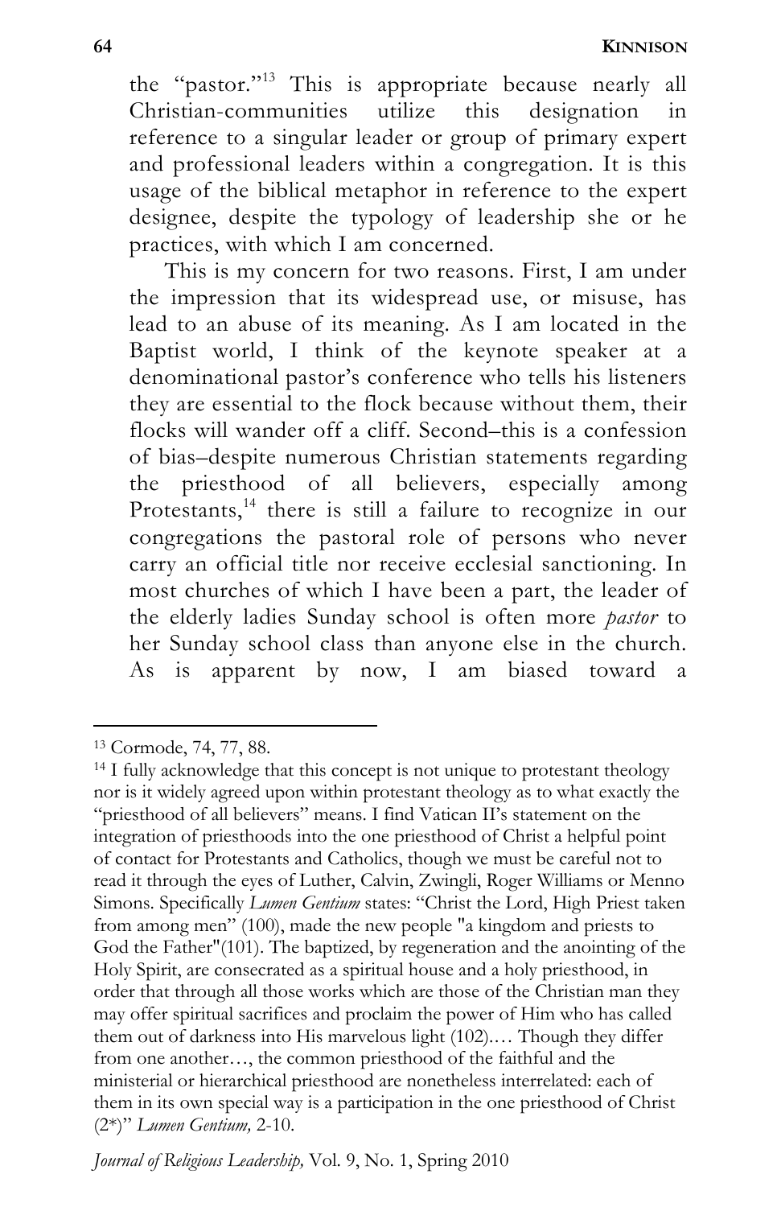the "pastor."[13] This is appropriate because nearly all Christian-communities utilize this designation in reference to a singular leader or group of primary expert and professional leaders within a congregation. It is this usage of the biblical metaphor in reference to the expert designee, despite the typology of leadership she or he practices, with which I am concerned.

This is my concern for two reasons. First, I am under the impression that its widespread use, or misuse, has lead to an abuse of its meaning. As I am located in the Baptist world, I think of the keynote speaker at a denominational pastor's conference who tells his listeners they are essential to the flock because without them, their flocks will wander off a cliff. Second–this is a confession of bias–despite numerous Christian statements regarding the priesthood of all believers, especially among Protestants,[14] there is still a failure to recognize in our congregations the pastoral role of persons who never carry an official title nor receive ecclesial sanctioning. In most churches of which I have been a part, the leader of the elderly ladies Sunday school is often more *pastor* to her Sunday school class than anyone else in the church. As is apparent by now, I am biased toward a

---

[13] Cormode, 74, 77, 88.

[14] I fully acknowledge that this concept is not unique to protestant theology nor is it widely agreed upon within protestant theology as to what exactly the "priesthood of all believers" means. I find Vatican II's statement on the integration of priesthoods into the one priesthood of Christ a helpful point of contact for Protestants and Catholics, though we must be careful not to read it through the eyes of Luther, Calvin, Zwingli, Roger Williams or Menno Simons. Specifically *Lumen Gentium* states: "Christ the Lord, High Priest taken from among men" (100), made the new people "a kingdom and priests to God the Father"(101). The baptized, by regeneration and the anointing of the Holy Spirit, are consecrated as a spiritual house and a holy priesthood, in order that through all those works which are those of the Christian man they may offer spiritual sacrifices and proclaim the power of Him who has called them out of darkness into His marvelous light (102).… Though they differ from one another…, the common priesthood of the faithful and the ministerial or hierarchical priesthood are nonetheless interrelated: each of them in its own special way is a participation in the one priesthood of Christ (2*)" *Lumen Gentium,* 2-10.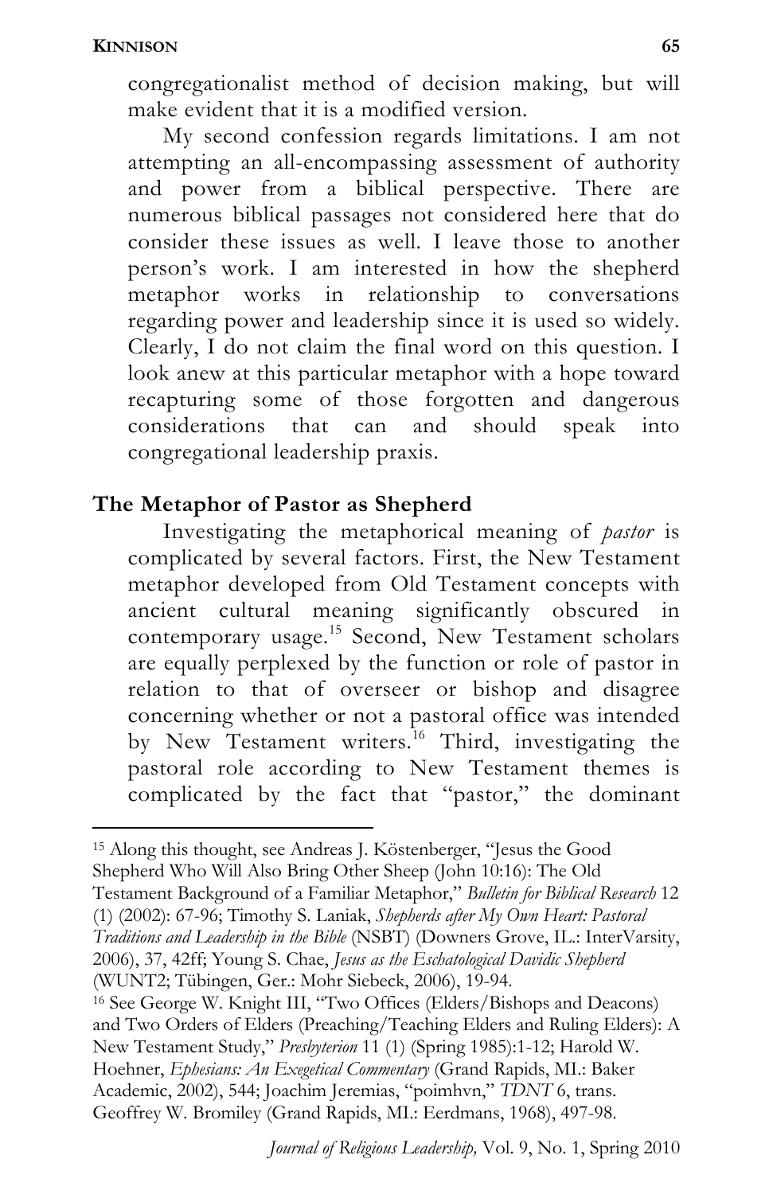congregationalist method of decision making, but will make evident that it is a modified version.

My second confession regards limitations. I am not attempting an all-encompassing assessment of authority and power from a biblical perspective. There are numerous biblical passages not considered here that do consider these issues as well. I leave those to another person's work. I am interested in how the shepherd metaphor works in relationship to conversations regarding power and leadership since it is used so widely. Clearly, I do not claim the final word on this question. I look anew at this particular metaphor with a hope toward recapturing some of those forgotten and dangerous considerations that can and should speak into congregational leadership praxis.

## The Metaphor of Pastor as Shepherd

Investigating the metaphorical meaning of *pastor* is complicated by several factors. First, the New Testament metaphor developed from Old Testament concepts with ancient cultural meaning significantly obscured in contemporary usage.[15] Second, New Testament scholars are equally perplexed by the function or role of pastor in relation to that of overseer or bishop and disagree concerning whether or not a pastoral office was intended by New Testament writers.[16] Third, investigating the pastoral role according to New Testament themes is complicated by the fact that "pastor," the dominant

---

[15] Along this thought, see Andreas J. Köstenberger, "Jesus the Good Shepherd Who Will Also Bring Other Sheep (John 10:16): The Old Testament Background of a Familiar Metaphor," *Bulletin for Biblical Research* 12 (1) (2002): 67-96; Timothy S. Laniak, *Shepherds after My Own Heart: Pastoral Traditions and Leadership in the Bible* (NSBT) (Downers Grove, IL.: InterVarsity, 2006), 37, 42ff; Young S. Chae, *Jesus as the Eschatological Davidic Shepherd* (WUNT2; Tübingen, Ger.: Mohr Siebeck, 2006), 19-94.

[16] See George W. Knight III, "Two Offices (Elders/Bishops and Deacons) and Two Orders of Elders (Preaching/Teaching Elders and Ruling Elders): A New Testament Study," *Presbyterion* 11 (1) (Spring 1985):1-12; Harold W. Hoehner, *Ephesians: An Exegetical Commentary* (Grand Rapids, MI.: Baker Academic, 2002), 544; Joachim Jeremias, "poimhvn," *TDNT* 6, trans. Geoffrey W. Bromiley (Grand Rapids, MI.: Eerdmans, 1968), 497-98.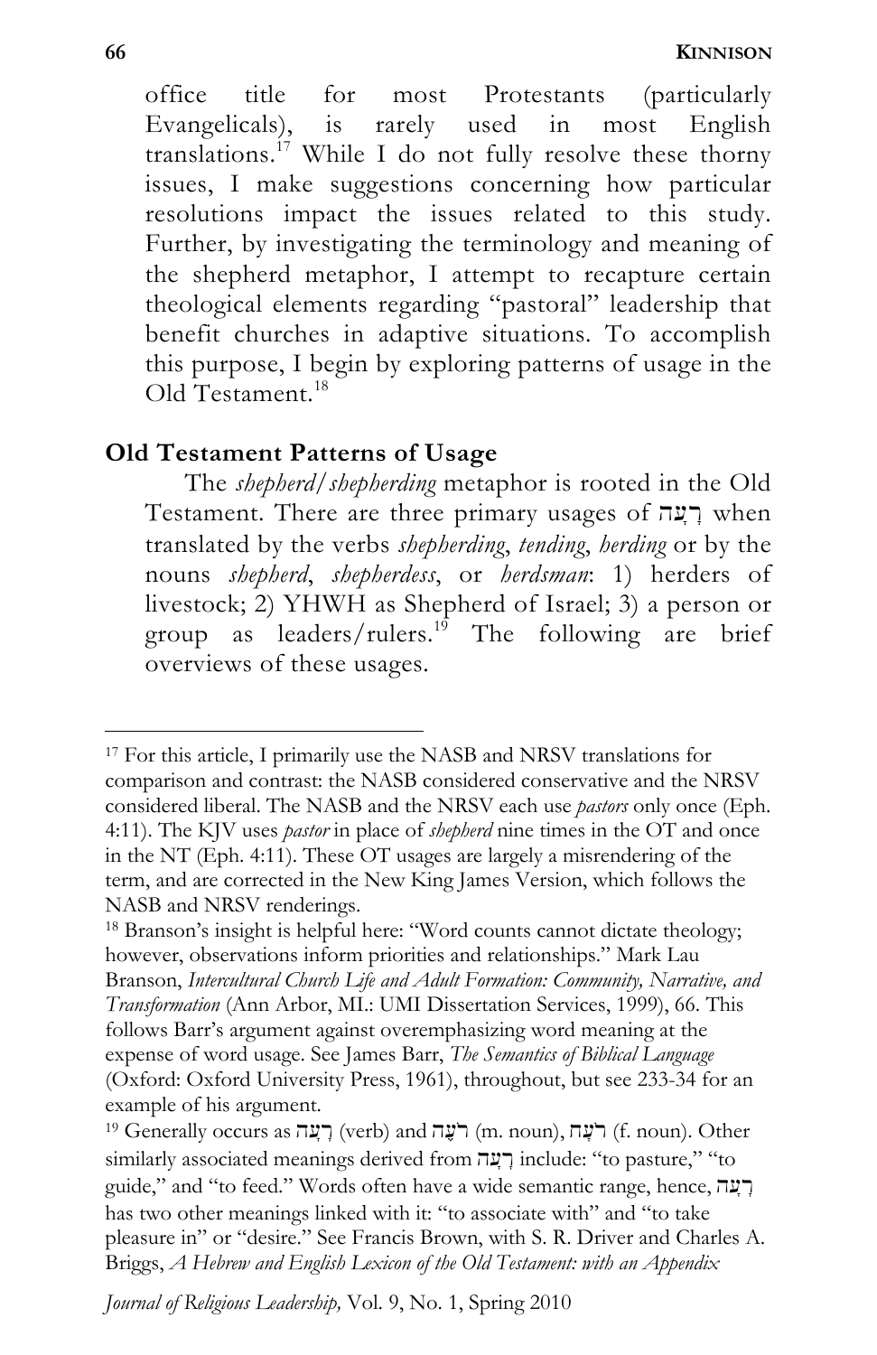office title for most Protestants (particularly Evangelicals), is rarely used in most English translations.[17] While I do not fully resolve these thorny issues, I make suggestions concerning how particular resolutions impact the issues related to this study. Further, by investigating the terminology and meaning of the shepherd metaphor, I attempt to recapture certain theological elements regarding "pastoral" leadership that benefit churches in adaptive situations. To accomplish this purpose, I begin by exploring patterns of usage in the Old Testament.[18]

## Old Testament Patterns of Usage

The *shepherd/shepherding* metaphor is rooted in the Old Testament. There are three primary usages of רָעָה when translated by the verbs *shepherding*, *tending*, *herding* or by the nouns *shepherd*, *shepherdess*, or *herdsman*: 1) herders of livestock; 2) YHWH as Shepherd of Israel; 3) a person or group as leaders/rulers.[19] The following are brief overviews of these usages.

---

[17] For this article, I primarily use the NASB and NRSV translations for comparison and contrast: the NASB considered conservative and the NRSV considered liberal. The NASB and the NRSV each use *pastors* only once (Eph. 4:11). The KJV uses *pastor* in place of *shepherd* nine times in the OT and once in the NT (Eph. 4:11). These OT usages are largely a misrendering of the term, and are corrected in the New King James Version, which follows the NASB and NRSV renderings.

[18] Branson's insight is helpful here: "Word counts cannot dictate theology; however, observations inform priorities and relationships." Mark Lau Branson, *Intercultural Church Life and Adult Formation: Community, Narrative, and Transformation* (Ann Arbor, MI.: UMI Dissertation Services, 1999), 66. This follows Barr's argument against overemphasizing word meaning at the expense of word usage. See James Barr, *The Semantics of Biblical Language* (Oxford: Oxford University Press, 1961), throughout, but see 233-34 for an example of his argument.

[19] Generally occurs as רָעָה (verb) and רֹעֶה (m. noun), רֹעָה (f. noun). Other similarly associated meanings derived from רָעָה include: "to pasture," "to guide," and "to feed." Words often have a wide semantic range, hence, רָעָה has two other meanings linked with it: "to associate with" and "to take pleasure in" or "desire." See Francis Brown, with S. R. Driver and Charles A. Briggs, *A Hebrew and English Lexicon of the Old Testament: with an Appendix*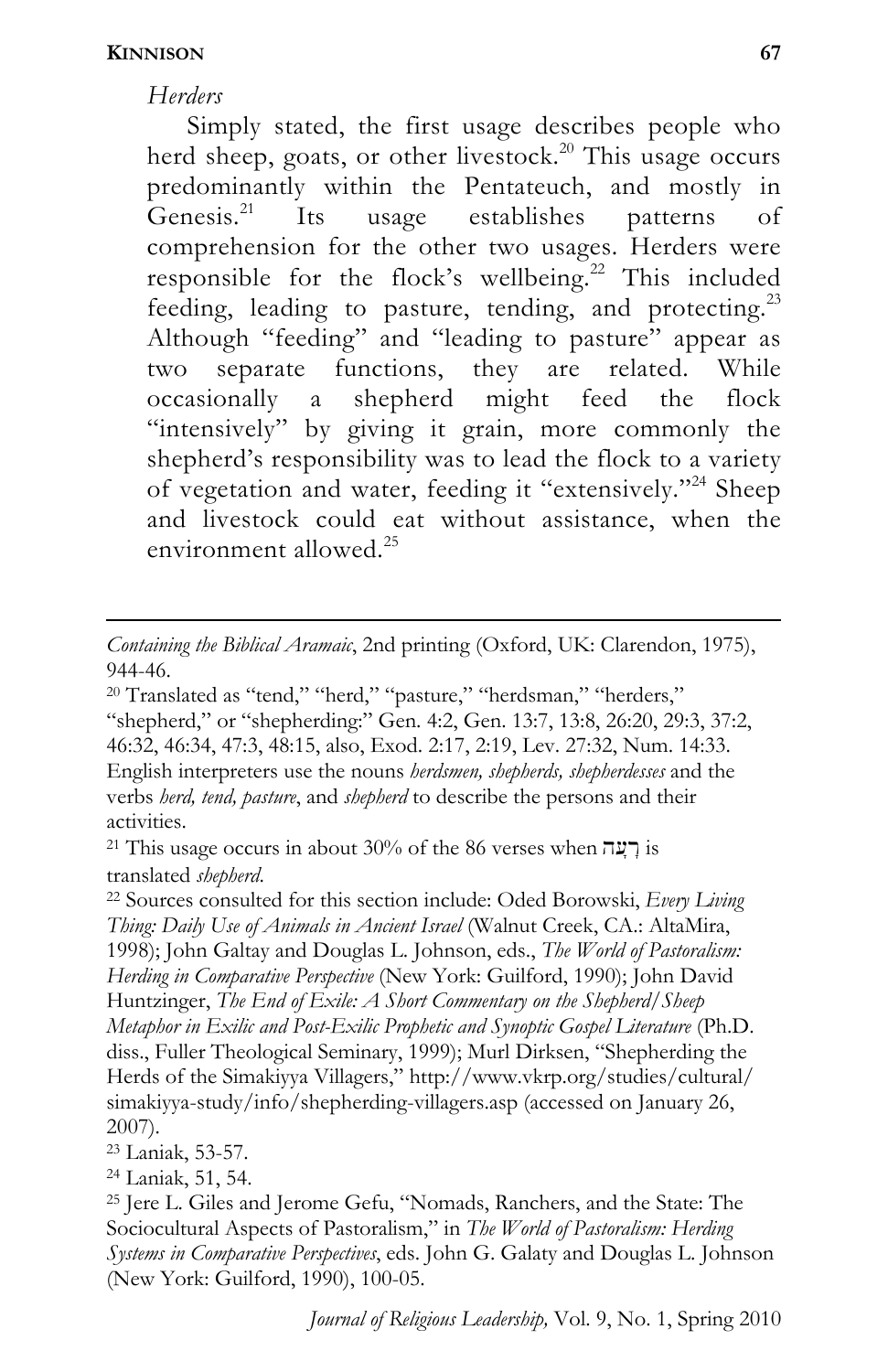*Herders*

Simply stated, the first usage describes people who herd sheep, goats, or other livestock.[20] This usage occurs predominantly within the Pentateuch, and mostly in Genesis.[21] Its usage establishes patterns of comprehension for the other two usages. Herders were responsible for the flock's wellbeing.[22] This included feeding, leading to pasture, tending, and protecting.[23] Although "feeding" and "leading to pasture" appear as two separate functions, they are related. While occasionally a shepherd might feed the flock "intensively" by giving it grain, more commonly the shepherd's responsibility was to lead the flock to a variety of vegetation and water, feeding it "extensively."[24] Sheep and livestock could eat without assistance, when the environment allowed.[25]

---

*Containing the Biblical Aramaic*, 2nd printing (Oxford, UK: Clarendon, 1975), 944-46.

[20] Translated as "tend," "herd," "pasture," "herdsman," "herders," "shepherd," or "shepherding:" Gen. 4:2, Gen. 13:7, 13:8, 26:20, 29:3, 37:2, 46:32, 46:34, 47:3, 48:15, also, Exod. 2:17, 2:19, Lev. 27:32, Num. 14:33. English interpreters use the nouns *herdsmen, shepherds, shepherdesses* and the verbs *herd, tend, pasture*, and *shepherd* to describe the persons and their activities.

[21] This usage occurs in about 30% of the 86 verses when רָעָה is translated *shepherd*.

[22] Sources consulted for this section include: Oded Borowski, *Every Living Thing: Daily Use of Animals in Ancient Israel* (Walnut Creek, CA.: AltaMira, 1998); John Galtay and Douglas L. Johnson, eds., *The World of Pastoralism: Herding in Comparative Perspective* (New York: Guilford, 1990); John David Huntzinger, *The End of Exile: A Short Commentary on the Shepherd/Sheep Metaphor in Exilic and Post-Exilic Prophetic and Synoptic Gospel Literature* (Ph.D. diss., Fuller Theological Seminary, 1999); Murl Dirksen, "Shepherding the Herds of the Simakiyya Villagers," http://www.vkrp.org/studies/cultural/simakiyya-study/info/shepherding-villagers.asp (accessed on January 26, 2007).

[23] Laniak, 53-57.

[24] Laniak, 51, 54.

[25] Jere L. Giles and Jerome Gefu, "Nomads, Ranchers, and the State: The Sociocultural Aspects of Pastoralism," in *The World of Pastoralism: Herding Systems in Comparative Perspectives*, eds. John G. Galaty and Douglas L. Johnson (New York: Guilford, 1990), 100-05.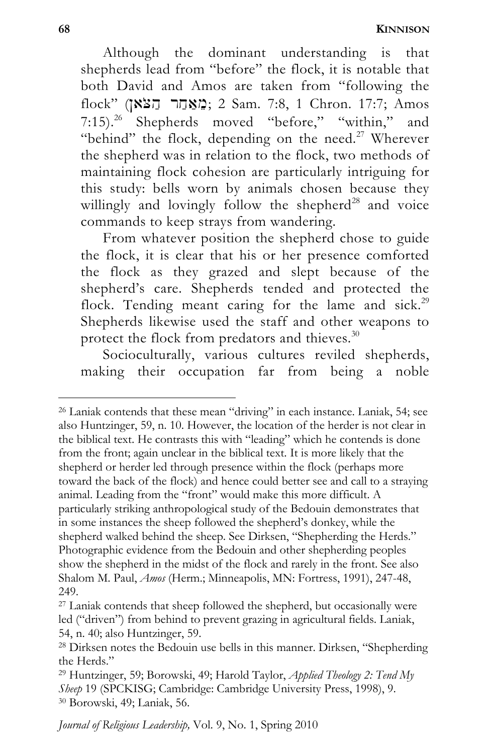Although the dominant understanding is that shepherds lead from "before" the flock, it is notable that both David and Amos are taken from "following the flock" (מֵאַחַר הַצֹּאן; 2 Sam. 7:8, 1 Chron. 17:7; Amos 7:15).[26] Shepherds moved "before," "within," and "behind" the flock, depending on the need.[27] Wherever the shepherd was in relation to the flock, two methods of maintaining flock cohesion are particularly intriguing for this study: bells worn by animals chosen because they willingly and lovingly follow the shepherd[28] and voice commands to keep strays from wandering.

From whatever position the shepherd chose to guide the flock, it is clear that his or her presence comforted the flock as they grazed and slept because of the shepherd's care. Shepherds tended and protected the flock. Tending meant caring for the lame and sick.[29] Shepherds likewise used the staff and other weapons to protect the flock from predators and thieves.[30]

Socioculturally, various cultures reviled shepherds, making their occupation far from being a noble

---

[26] Laniak contends that these mean "driving" in each instance. Laniak, 54; see also Huntzinger, 59, n. 10. However, the location of the herder is not clear in the biblical text. He contrasts this with "leading" which he contends is done from the front; again unclear in the biblical text. It is more likely that the shepherd or herder led through presence within the flock (perhaps more toward the back of the flock) and hence could better see and call to a straying animal. Leading from the "front" would make this more difficult. A particularly striking anthropological study of the Bedouin demonstrates that in some instances the sheep followed the shepherd's donkey, while the shepherd walked behind the sheep. See Dirksen, "Shepherding the Herds." Photographic evidence from the Bedouin and other shepherding peoples show the shepherd in the midst of the flock and rarely in the front. See also Shalom M. Paul, *Amos* (Herm.; Minneapolis, MN: Fortress, 1991), 247-48, 249.

[27] Laniak contends that sheep followed the shepherd, but occasionally were led ("driven") from behind to prevent grazing in agricultural fields. Laniak, 54, n. 40; also Huntzinger, 59.

[28] Dirksen notes the Bedouin use bells in this manner. Dirksen, "Shepherding the Herds."

[29] Huntzinger, 59; Borowski, 49; Harold Taylor, *Applied Theology 2: Tend My Sheep* 19 (SPCKISG; Cambridge: Cambridge University Press, 1998), 9.

[30] Borowski, 49; Laniak, 56.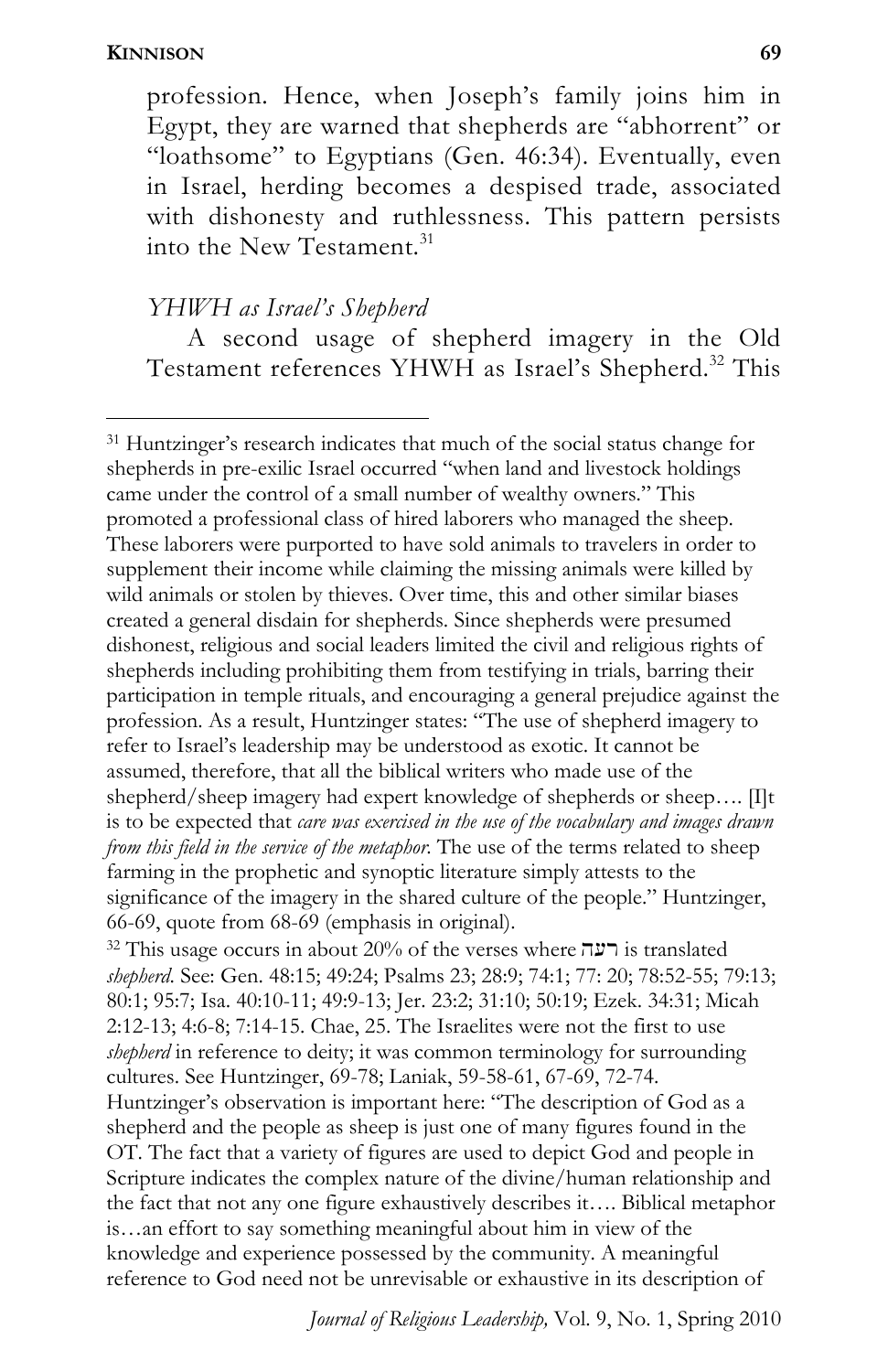profession. Hence, when Joseph's family joins him in Egypt, they are warned that shepherds are "abhorrent" or "loathsome" to Egyptians (Gen. 46:34). Eventually, even in Israel, herding becomes a despised trade, associated with dishonesty and ruthlessness. This pattern persists into the New Testament.[31]

### *YHWH as Israel's Shepherd*

A second usage of shepherd imagery in the Old Testament references YHWH as Israel's Shepherd.[32] This

---

[31] Huntzinger's research indicates that much of the social status change for shepherds in pre-exilic Israel occurred "when land and livestock holdings came under the control of a small number of wealthy owners." This promoted a professional class of hired laborers who managed the sheep. These laborers were purported to have sold animals to travelers in order to supplement their income while claiming the missing animals were killed by wild animals or stolen by thieves. Over time, this and other similar biases created a general disdain for shepherds. Since shepherds were presumed dishonest, religious and social leaders limited the civil and religious rights of shepherds including prohibiting them from testifying in trials, barring their participation in temple rituals, and encouraging a general prejudice against the profession. As a result, Huntzinger states: "The use of shepherd imagery to refer to Israel's leadership may be understood as exotic. It cannot be assumed, therefore, that all the biblical writers who made use of the shepherd/sheep imagery had expert knowledge of shepherds or sheep…. [I]t is to be expected that *care was exercised in the use of the vocabulary and images drawn from this field in the service of the metaphor*. The use of the terms related to sheep farming in the prophetic and synoptic literature simply attests to the significance of the imagery in the shared culture of the people." Huntzinger, 66-69, quote from 68-69 (emphasis in original).

[32] This usage occurs in about 20% of the verses where רעה is translated *shepherd*. See: Gen. 48:15; 49:24; Psalms 23; 28:9; 74:1; 77: 20; 78:52-55; 79:13; 80:1; 95:7; Isa. 40:10-11; 49:9-13; Jer. 23:2; 31:10; 50:19; Ezek. 34:31; Micah 2:12-13; 4:6-8; 7:14-15. Chae, 25. The Israelites were not the first to use *shepherd* in reference to deity; it was common terminology for surrounding cultures. See Huntzinger, 69-78; Laniak, 59-58-61, 67-69, 72-74. Huntzinger's observation is important here: "The description of God as a shepherd and the people as sheep is just one of many figures found in the OT. The fact that a variety of figures are used to depict God and people in Scripture indicates the complex nature of the divine/human relationship and the fact that not any one figure exhaustively describes it…. Biblical metaphor is…an effort to say something meaningful about him in view of the knowledge and experience possessed by the community. A meaningful reference to God need not be unrevisable or exhaustive in its description of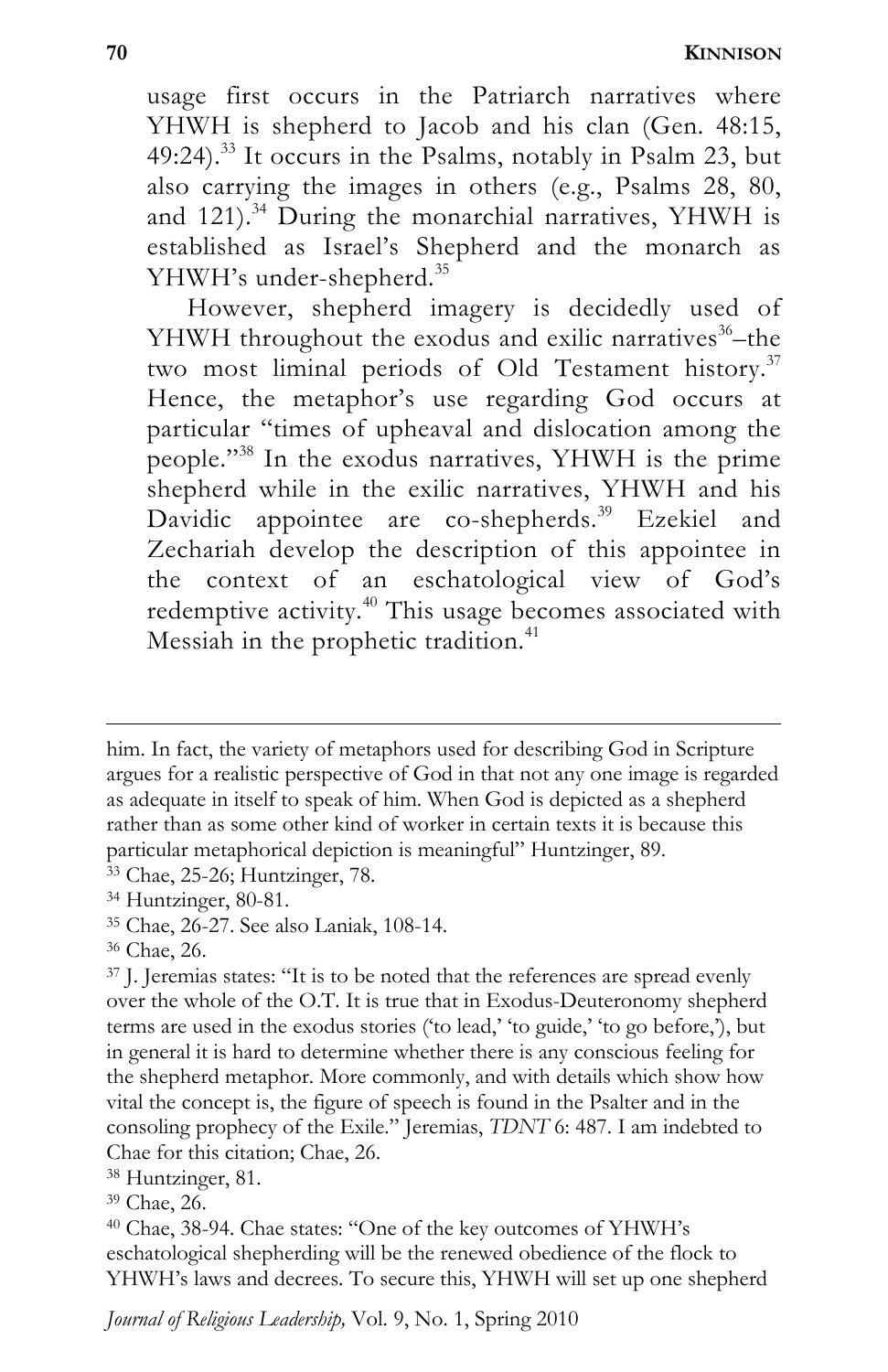usage first occurs in the Patriarch narratives where YHWH is shepherd to Jacob and his clan (Gen. 48:15, 49:24).[33] It occurs in the Psalms, notably in Psalm 23, but also carrying the images in others (e.g., Psalms 28, 80, and 121).[34] During the monarchial narratives, YHWH is established as Israel's Shepherd and the monarch as YHWH's under-shepherd.[35]

However, shepherd imagery is decidedly used of YHWH throughout the exodus and exilic narratives[36]–the two most liminal periods of Old Testament history.[37] Hence, the metaphor's use regarding God occurs at particular "times of upheaval and dislocation among the people."[38] In the exodus narratives, YHWH is the prime shepherd while in the exilic narratives, YHWH and his Davidic appointee are co-shepherds.[39] Ezekiel and Zechariah develop the description of this appointee in the context of an eschatological view of God's redemptive activity.[40] This usage becomes associated with Messiah in the prophetic tradition.[41]

---

him. In fact, the variety of metaphors used for describing God in Scripture argues for a realistic perspective of God in that not any one image is regarded as adequate in itself to speak of him. When God is depicted as a shepherd rather than as some other kind of worker in certain texts it is because this particular metaphorical depiction is meaningful" Huntzinger, 89.

[33] Chae, 25-26; Huntzinger, 78.

[34] Huntzinger, 80-81.

[35] Chae, 26-27. See also Laniak, 108-14.

[36] Chae, 26.

[37] J. Jeremias states: "It is to be noted that the references are spread evenly over the whole of the O.T. It is true that in Exodus-Deuteronomy shepherd terms are used in the exodus stories ('to lead,' 'to guide,' 'to go before,'), but in general it is hard to determine whether there is any conscious feeling for the shepherd metaphor. More commonly, and with details which show how vital the concept is, the figure of speech is found in the Psalter and in the consoling prophecy of the Exile." Jeremias, *TDNT* 6: 487. I am indebted to Chae for this citation; Chae, 26.

[38] Huntzinger, 81.

[39] Chae, 26.

[40] Chae, 38-94. Chae states: "One of the key outcomes of YHWH's eschatological shepherding will be the renewed obedience of the flock to YHWH's laws and decrees. To secure this, YHWH will set up one shepherd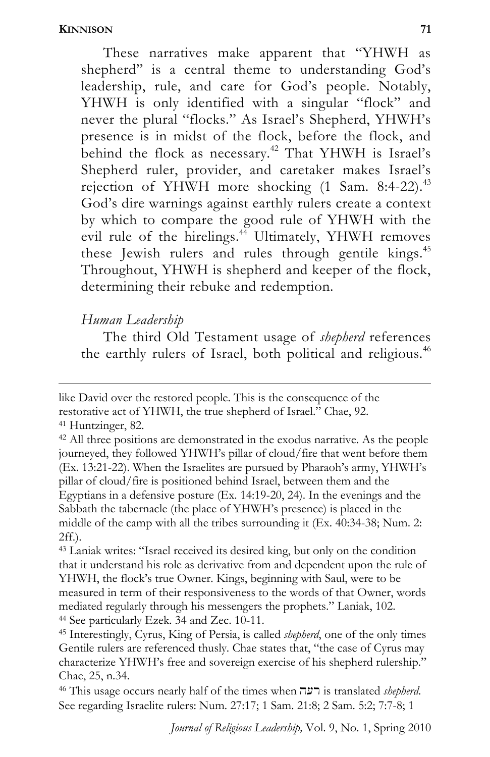These narratives make apparent that "YHWH as shepherd" is a central theme to understanding God's leadership, rule, and care for God's people. Notably, YHWH is only identified with a singular "flock" and never the plural "flocks." As Israel's Shepherd, YHWH's presence is in midst of the flock, before the flock, and behind the flock as necessary.[42] That YHWH is Israel's Shepherd ruler, provider, and caretaker makes Israel's rejection of YHWH more shocking (1 Sam. 8:4-22).[43] God's dire warnings against earthly rulers create a context by which to compare the good rule of YHWH with the evil rule of the hirelings.[44] Ultimately, YHWH removes these Jewish rulers and rules through gentile kings.[45] Throughout, YHWH is shepherd and keeper of the flock, determining their rebuke and redemption.

*Human Leadership*

The third Old Testament usage of *shepherd* references the earthly rulers of Israel, both political and religious.[46]

---

like David over the restored people. This is the consequence of the restorative act of YHWH, the true shepherd of Israel." Chae, 92.

[41] Huntzinger, 82.

[42] All three positions are demonstrated in the exodus narrative. As the people journeyed, they followed YHWH's pillar of cloud/fire that went before them (Ex. 13:21-22). When the Israelites are pursued by Pharaoh's army, YHWH's pillar of cloud/fire is positioned behind Israel, between them and the Egyptians in a defensive posture (Ex. 14:19-20, 24). In the evenings and the Sabbath the tabernacle (the place of YHWH's presence) is placed in the middle of the camp with all the tribes surrounding it (Ex. 40:34-38; Num. 2: 2ff.).

[43] Laniak writes: "Israel received its desired king, but only on the condition that it understand his role as derivative from and dependent upon the rule of YHWH, the flock's true Owner. Kings, beginning with Saul, were to be measured in term of their responsiveness to the words of that Owner, words mediated regularly through his messengers the prophets." Laniak, 102.

[44] See particularly Ezek. 34 and Zec. 10-11.

[45] Interestingly, Cyrus, King of Persia, is called *shepherd*, one of the only times Gentile rulers are referenced thusly. Chae states that, "the case of Cyrus may characterize YHWH's free and sovereign exercise of his shepherd rulership." Chae, 25, n.34.

[46] This usage occurs nearly half of the times when רעה is translated *shepherd.* See regarding Israelite rulers: Num. 27:17; 1 Sam. 21:8; 2 Sam. 5:2; 7:7-8; 1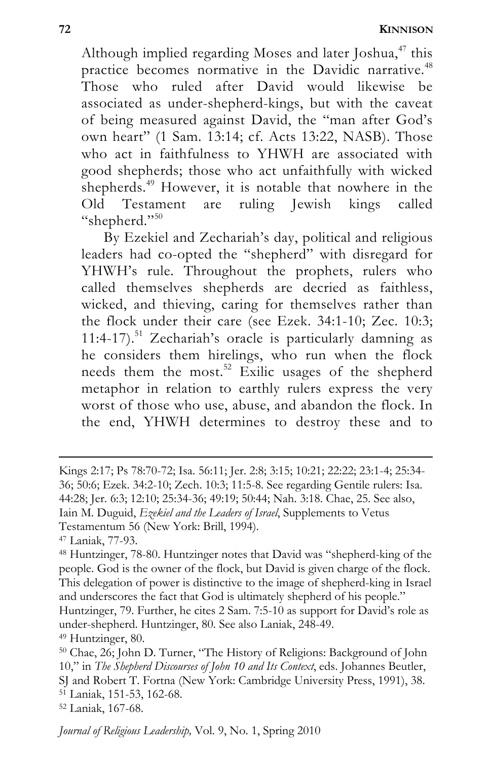Although implied regarding Moses and later Joshua,[47] this practice becomes normative in the Davidic narrative.[48] Those who ruled after David would likewise be associated as under-shepherd-kings, but with the caveat of being measured against David, the "man after God's own heart" (1 Sam. 13:14; cf. Acts 13:22, NASB). Those who act in faithfulness to YHWH are associated with good shepherds; those who act unfaithfully with wicked shepherds.[49] However, it is notable that nowhere in the Old Testament are ruling Jewish kings called "shepherd."[50]

By Ezekiel and Zechariah's day, political and religious leaders had co-opted the "shepherd" with disregard for YHWH's rule. Throughout the prophets, rulers who called themselves shepherds are decried as faithless, wicked, and thieving, caring for themselves rather than the flock under their care (see Ezek. 34:1-10; Zec. 10:3; 11:4-17).[51] Zechariah's oracle is particularly damning as he considers them hirelings, who run when the flock needs them the most.[52] Exilic usages of the shepherd metaphor in relation to earthly rulers express the very worst of those who use, abuse, and abandon the flock. In the end, YHWH determines to destroy these and to

---

Kings 2:17; Ps 78:70-72; Isa. 56:11; Jer. 2:8; 3:15; 10:21; 22:22; 23:1-4; 25:34-36; 50:6; Ezek. 34:2-10; Zech. 10:3; 11:5-8. See regarding Gentile rulers: Isa. 44:28; Jer. 6:3; 12:10; 25:34-36; 49:19; 50:44; Nah. 3:18. Chae, 25. See also, Iain M. Duguid, *Ezekiel and the Leaders of Israel*, Supplements to Vetus Testamentum 56 (New York: Brill, 1994).

[47] Laniak, 77-93.

[48] Huntzinger, 78-80. Huntzinger notes that David was "shepherd-king of the people. God is the owner of the flock, but David is given charge of the flock. This delegation of power is distinctive to the image of shepherd-king in Israel and underscores the fact that God is ultimately shepherd of his people." Huntzinger, 79. Further, he cites 2 Sam. 7:5-10 as support for David's role as under-shepherd. Huntzinger, 80. See also Laniak, 248-49.

[49] Huntzinger, 80.

[50] Chae, 26; John D. Turner, "The History of Religions: Background of John 10," in *The Shepherd Discourses of John 10 and Its Context*, eds. Johannes Beutler, SJ and Robert T. Fortna (New York: Cambridge University Press, 1991), 38.

[51] Laniak, 151-53, 162-68.

[52] Laniak, 167-68.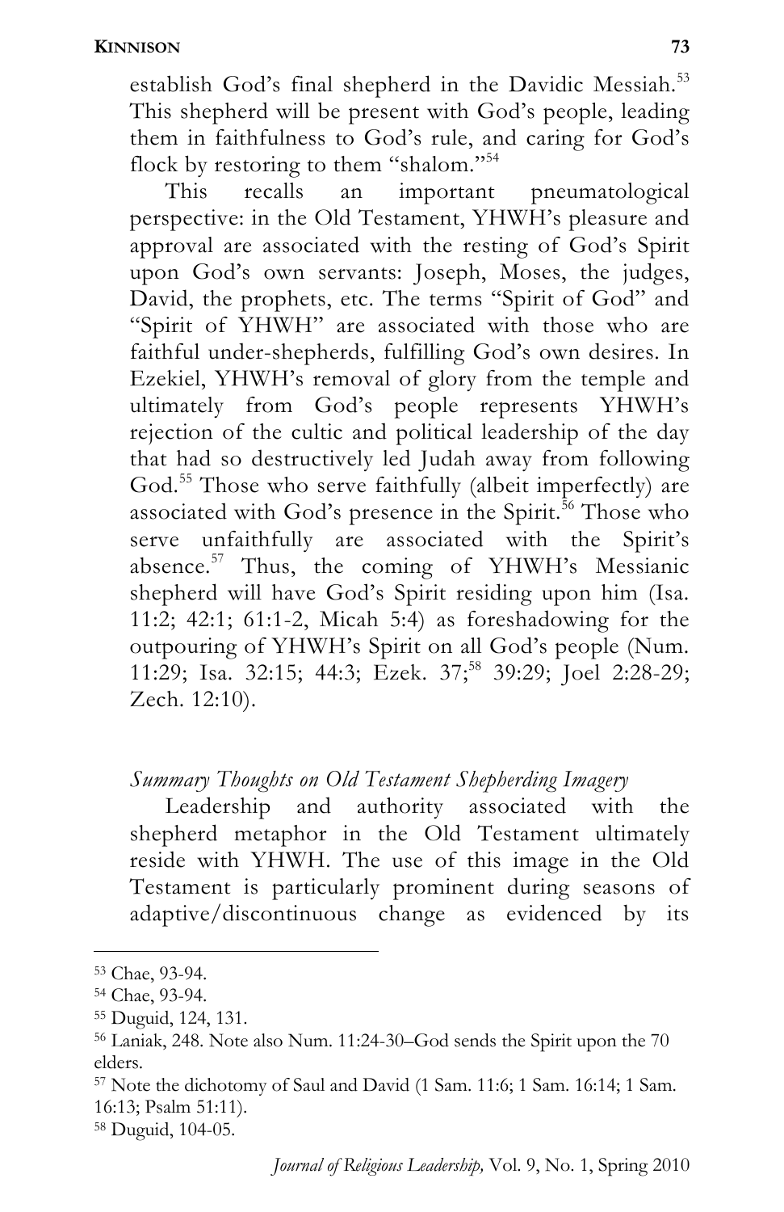establish God's final shepherd in the Davidic Messiah.[53] This shepherd will be present with God's people, leading them in faithfulness to God's rule, and caring for God's flock by restoring to them "shalom."[54]

This recalls an important pneumatological perspective: in the Old Testament, YHWH's pleasure and approval are associated with the resting of God's Spirit upon God's own servants: Joseph, Moses, the judges, David, the prophets, etc. The terms "Spirit of God" and "Spirit of YHWH" are associated with those who are faithful under-shepherds, fulfilling God's own desires. In Ezekiel, YHWH's removal of glory from the temple and ultimately from God's people represents YHWH's rejection of the cultic and political leadership of the day that had so destructively led Judah away from following God.[55] Those who serve faithfully (albeit imperfectly) are associated with God's presence in the Spirit.[56] Those who serve unfaithfully are associated with the Spirit's absence.[57] Thus, the coming of YHWH's Messianic shepherd will have God's Spirit residing upon him (Isa. 11:2; 42:1; 61:1-2, Micah 5:4) as foreshadowing for the outpouring of YHWH's Spirit on all God's people (Num. 11:29; Isa. 32:15; 44:3; Ezek. 37;[58] 39:29; Joel 2:28-29; Zech. 12:10).

### *Summary Thoughts on Old Testament Shepherding Imagery*

Leadership and authority associated with the shepherd metaphor in the Old Testament ultimately reside with YHWH. The use of this image in the Old Testament is particularly prominent during seasons of adaptive/discontinuous change as evidenced by its

---

[53] Chae, 93-94.

[54] Chae, 93-94.

[55] Duguid, 124, 131.

[56] Laniak, 248. Note also Num. 11:24-30–God sends the Spirit upon the 70 elders.

[57] Note the dichotomy of Saul and David (1 Sam. 11:6; 1 Sam. 16:14; 1 Sam. 16:13; Psalm 51:11).

[58] Duguid, 104-05.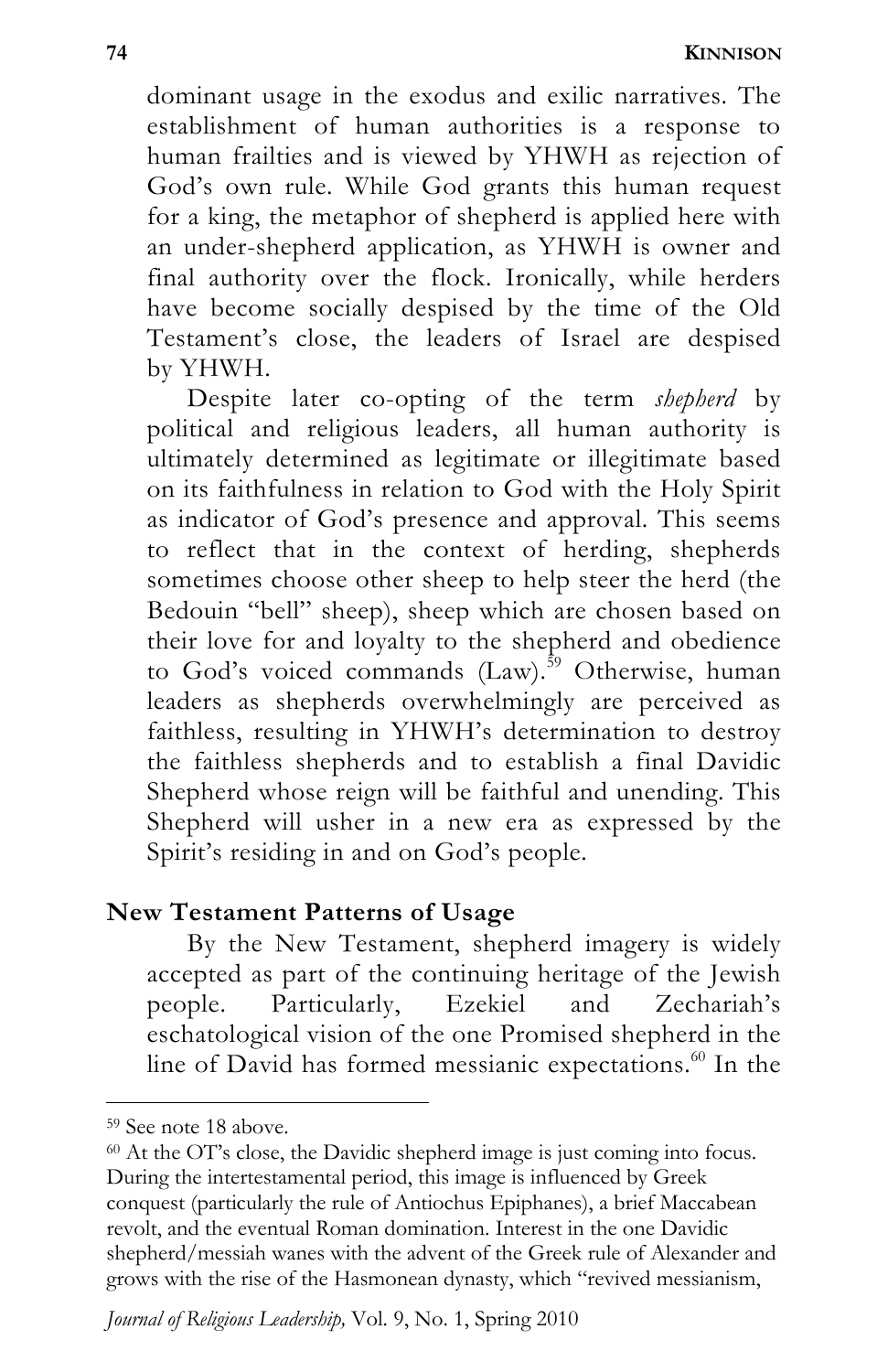dominant usage in the exodus and exilic narratives. The establishment of human authorities is a response to human frailties and is viewed by YHWH as rejection of God's own rule. While God grants this human request for a king, the metaphor of shepherd is applied here with an under-shepherd application, as YHWH is owner and final authority over the flock. Ironically, while herders have become socially despised by the time of the Old Testament's close, the leaders of Israel are despised by YHWH.

Despite later co-opting of the term *shepherd* by political and religious leaders, all human authority is ultimately determined as legitimate or illegitimate based on its faithfulness in relation to God with the Holy Spirit as indicator of God's presence and approval. This seems to reflect that in the context of herding, shepherds sometimes choose other sheep to help steer the herd (the Bedouin "bell" sheep), sheep which are chosen based on their love for and loyalty to the shepherd and obedience to God's voiced commands (Law).[59] Otherwise, human leaders as shepherds overwhelmingly are perceived as faithless, resulting in YHWH's determination to destroy the faithless shepherds and to establish a final Davidic Shepherd whose reign will be faithful and unending. This Shepherd will usher in a new era as expressed by the Spirit's residing in and on God's people.

## New Testament Patterns of Usage

By the New Testament, shepherd imagery is widely accepted as part of the continuing heritage of the Jewish people. Particularly, Ezekiel and Zechariah's eschatological vision of the one Promised shepherd in the line of David has formed messianic expectations.[60] In the

---

[59] See note 18 above.

[60] At the OT's close, the Davidic shepherd image is just coming into focus. During the intertestamental period, this image is influenced by Greek conquest (particularly the rule of Antiochus Epiphanes), a brief Maccabean revolt, and the eventual Roman domination. Interest in the one Davidic shepherd/messiah wanes with the advent of the Greek rule of Alexander and grows with the rise of the Hasmonean dynasty, which "revived messianism,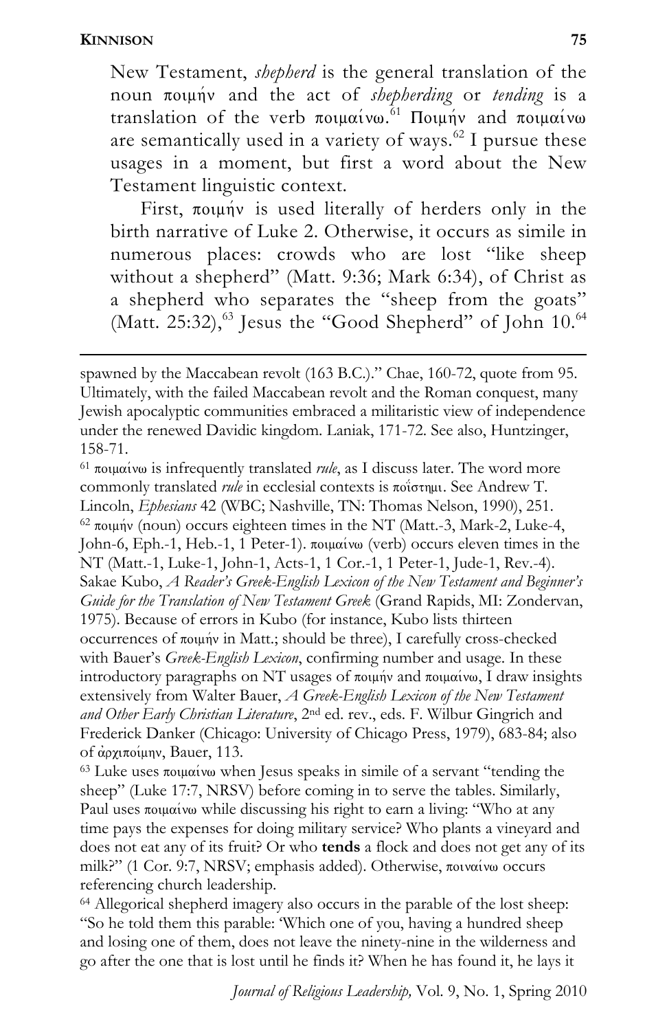New Testament, *shepherd* is the general translation of the noun ποιμήν and the act of *shepherding* or *tending* is a translation of the verb ποιμαίνω.[61] Ποιμήν and ποιμαίνω are semantically used in a variety of ways.[62] I pursue these usages in a moment, but first a word about the New Testament linguistic context.

First, ποιμήν is used literally of herders only in the birth narrative of Luke 2. Otherwise, it occurs as simile in numerous places: crowds who are lost "like sheep without a shepherd" (Matt. 9:36; Mark 6:34), of Christ as a shepherd who separates the "sheep from the goats" (Matt. 25:32),[63] Jesus the "Good Shepherd" of John 10.[64]

---

spawned by the Maccabean revolt (163 B.C.)." Chae, 160-72, quote from 95. Ultimately, with the failed Maccabean revolt and the Roman conquest, many Jewish apocalyptic communities embraced a militaristic view of independence under the renewed Davidic kingdom. Laniak, 171-72. See also, Huntzinger, 158-71.

[61] ποιμαίνω is infrequently translated *rule*, as I discuss later. The word more commonly translated *rule* in ecclesial contexts is ποΐστημι. See Andrew T. Lincoln, *Ephesians* 42 (WBC; Nashville, TN: Thomas Nelson, 1990), 251.

[62] ποιμήν (noun) occurs eighteen times in the NT (Matt.-3, Mark-2, Luke-4, John-6, Eph.-1, Heb.-1, 1 Peter-1). ποιμαίνω (verb) occurs eleven times in the NT (Matt.-1, Luke-1, John-1, Acts-1, 1 Cor.-1, 1 Peter-1, Jude-1, Rev.-4). Sakae Kubo, *A Reader's Greek-English Lexicon of the New Testament and Beginner's Guide for the Translation of New Testament Greek* (Grand Rapids, MI: Zondervan, 1975). Because of errors in Kubo (for instance, Kubo lists thirteen occurrences of ποιμήν in Matt.; should be three), I carefully cross-checked with Bauer's *Greek-English Lexicon*, confirming number and usage. In these introductory paragraphs on NT usages of ποιμήν and ποιμαίνω, I draw insights extensively from Walter Bauer, *A Greek-English Lexicon of the New Testament and Other Early Christian Literature*, 2nd ed. rev., eds. F. Wilbur Gingrich and Frederick Danker (Chicago: University of Chicago Press, 1979), 683-84; also of ἀρχιποίμην, Bauer, 113.

[63] Luke uses ποιμαίνω when Jesus speaks in simile of a servant "tending the sheep" (Luke 17:7, NRSV) before coming in to serve the tables. Similarly, Paul uses ποιμαίνω while discussing his right to earn a living: "Who at any time pays the expenses for doing military service? Who plants a vineyard and does not eat any of its fruit? Or who **tends** a flock and does not get any of its milk?" (1 Cor. 9:7, NRSV; emphasis added). Otherwise, ποιναίνω occurs referencing church leadership.

[64] Allegorical shepherd imagery also occurs in the parable of the lost sheep: "So he told them this parable: 'Which one of you, having a hundred sheep and losing one of them, does not leave the ninety-nine in the wilderness and go after the one that is lost until he finds it? When he has found it, he lays it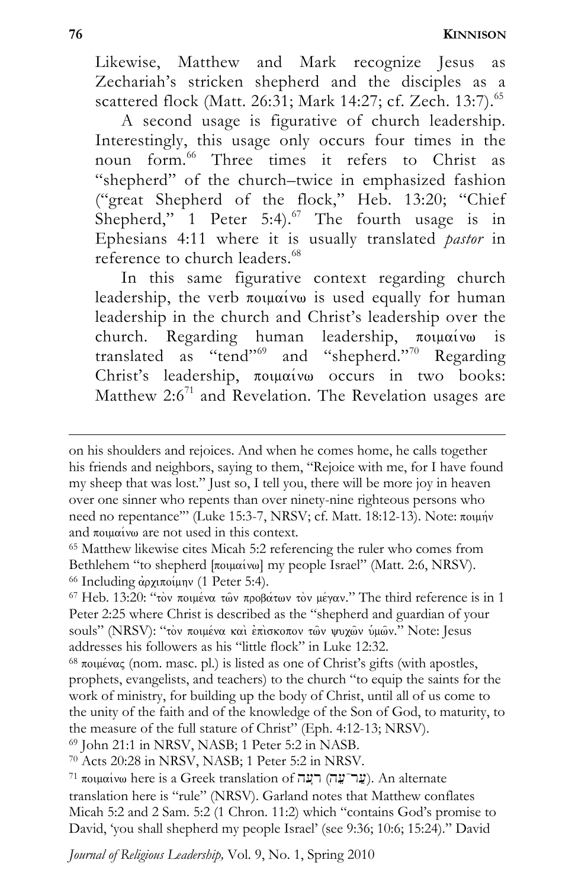Likewise, Matthew and Mark recognize Jesus as Zechariah's stricken shepherd and the disciples as a scattered flock (Matt. 26:31; Mark 14:27; cf. Zech. 13:7).[65]

A second usage is figurative of church leadership. Interestingly, this usage only occurs four times in the noun form.[66] Three times it refers to Christ as "shepherd" of the church–twice in emphasized fashion ("great Shepherd of the flock," Heb. 13:20; "Chief Shepherd," 1 Peter 5:4).[67] The fourth usage is in Ephesians 4:11 where it is usually translated *pastor* in reference to church leaders.[68]

In this same figurative context regarding church leadership, the verb ποιμαίνω is used equally for human leadership in the church and Christ's leadership over the church. Regarding human leadership, ποιμαίνω is translated as "tend"[69] and "shepherd."[70] Regarding Christ's leadership, ποιμαίνω occurs in two books: Matthew 2:6[71] and Revelation. The Revelation usages are

---

on his shoulders and rejoices. And when he comes home, he calls together his friends and neighbors, saying to them, "Rejoice with me, for I have found my sheep that was lost." Just so, I tell you, there will be more joy in heaven over one sinner who repents than over ninety-nine righteous persons who need no repentance"' (Luke 15:3-7, NRSV; cf. Matt. 18:12-13). Note: ποιμήν and ποιμαίνω are not used in this context.

[65] Matthew likewise cites Micah 5:2 referencing the ruler who comes from Bethlehem "to shepherd [ποιμαίνω] my people Israel" (Matt. 2:6, NRSV).

[66] Including ἀρχιποίμην (1 Peter 5:4).

[67] Heb. 13:20: "τὸν ποιμένα τῶν προβάτων τὸν μέγαν." The third reference is in 1 Peter 2:25 where Christ is described as the "shepherd and guardian of your souls" (NRSV): "τὸν ποιμένα καὶ ἐπὶσκοπον τῶν ψυχῶν ὑμῶν." Note: Jesus addresses his followers as his "little flock" in Luke 12:32.

[68] ποιμένας (nom. masc. pl.) is listed as one of Christ's gifts (with apostles, prophets, evangelists, and teachers) to the church "to equip the saints for the work of ministry, for building up the body of Christ, until all of us come to the unity of the faith and of the knowledge of the Son of God, to maturity, to the measure of the full stature of Christ" (Eph. 4:12-13; NRSV).

[69] John 21:1 in NRSV, NASB; 1 Peter 5:2 in NASB.

[70] Acts 20:28 in NRSV, NASB; 1 Peter 5:2 in NRSV.

[71] ποιμαίνω here is a Greek translation of רָעָה (עַר־עָה). An alternate translation here is "rule" (NRSV). Garland notes that Matthew conflates Micah 5:2 and 2 Sam. 5:2 (1 Chron. 11:2) which "contains God's promise to David, 'you shall shepherd my people Israel' (see 9:36; 10:6; 15:24)." David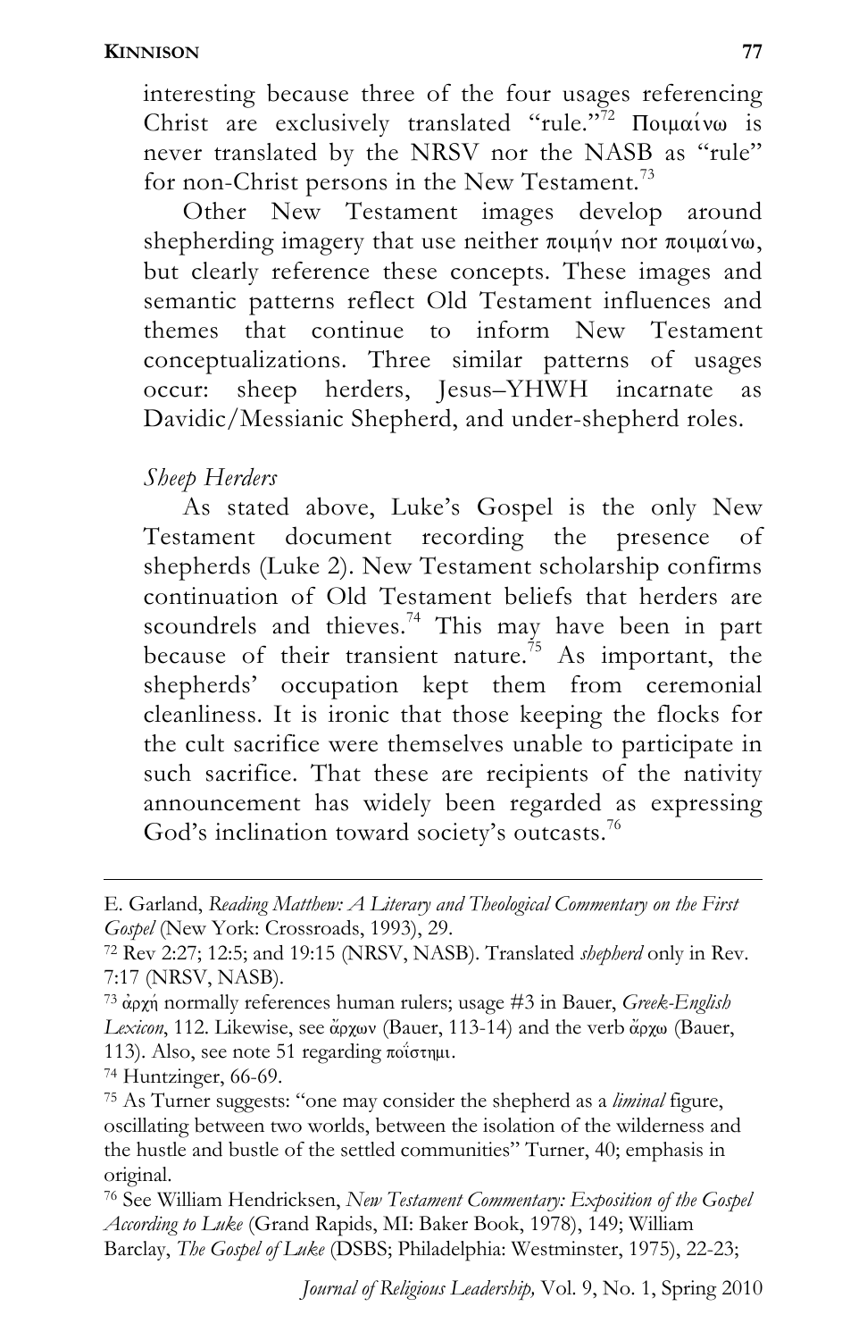interesting because three of the four usages referencing Christ are exclusively translated "rule."[72] Ποιμαίνω is never translated by the NRSV nor the NASB as "rule" for non-Christ persons in the New Testament.[73]

Other New Testament images develop around shepherding imagery that use neither ποιμήν nor ποιμαίνω, but clearly reference these concepts. These images and semantic patterns reflect Old Testament influences and themes that continue to inform New Testament conceptualizations. Three similar patterns of usages occur: sheep herders, Jesus–YHWH incarnate as Davidic/Messianic Shepherd, and under-shepherd roles.

*Sheep Herders*

As stated above, Luke's Gospel is the only New Testament document recording the presence of shepherds (Luke 2). New Testament scholarship confirms continuation of Old Testament beliefs that herders are scoundrels and thieves.[74] This may have been in part because of their transient nature.[75] As important, the shepherds' occupation kept them from ceremonial cleanliness. It is ironic that those keeping the flocks for the cult sacrifice were themselves unable to participate in such sacrifice. That these are recipients of the nativity announcement has widely been regarded as expressing God's inclination toward society's outcasts.[76]

---

E. Garland, *Reading Matthew: A Literary and Theological Commentary on the First Gospel* (New York: Crossroads, 1993), 29.

[72] Rev 2:27; 12:5; and 19:15 (NRSV, NASB). Translated *shepherd* only in Rev. 7:17 (NRSV, NASB).

[73] ἀρχή normally references human rulers; usage #3 in Bauer, *Greek-English Lexicon*, 112. Likewise, see ἄρχων (Bauer, 113-14) and the verb ἄρχω (Bauer, 113). Also, see note 51 regarding ποΐστημι.

[74] Huntzinger, 66-69.

[75] As Turner suggests: "one may consider the shepherd as a *liminal* figure, oscillating between two worlds, between the isolation of the wilderness and the hustle and bustle of the settled communities" Turner, 40; emphasis in original.

[76] See William Hendricksen, *New Testament Commentary: Exposition of the Gospel According to Luke* (Grand Rapids, MI: Baker Book, 1978), 149; William Barclay, *The Gospel of Luke* (DSBS; Philadelphia: Westminster, 1975), 22-23;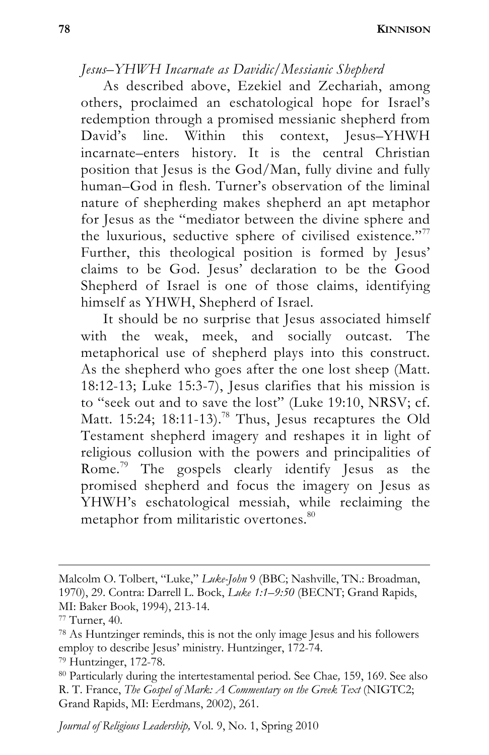*Jesus–YHWH Incarnate as Davidic/Messianic Shepherd*

As described above, Ezekiel and Zechariah, among others, proclaimed an eschatological hope for Israel's redemption through a promised messianic shepherd from David's line. Within this context, Jesus–YHWH incarnate–enters history. It is the central Christian position that Jesus is the God/Man, fully divine and fully human–God in flesh. Turner's observation of the liminal nature of shepherding makes shepherd an apt metaphor for Jesus as the "mediator between the divine sphere and the luxurious, seductive sphere of civilised existence."[77] Further, this theological position is formed by Jesus' claims to be God. Jesus' declaration to be the Good Shepherd of Israel is one of those claims, identifying himself as YHWH, Shepherd of Israel.

It should be no surprise that Jesus associated himself with the weak, meek, and socially outcast. The metaphorical use of shepherd plays into this construct. As the shepherd who goes after the one lost sheep (Matt. 18:12-13; Luke 15:3-7), Jesus clarifies that his mission is to "seek out and to save the lost" (Luke 19:10, NRSV; cf. Matt. 15:24; 18:11-13).[78] Thus, Jesus recaptures the Old Testament shepherd imagery and reshapes it in light of religious collusion with the powers and principalities of Rome.[79] The gospels clearly identify Jesus as the promised shepherd and focus the imagery on Jesus as YHWH's eschatological messiah, while reclaiming the metaphor from militaristic overtones.[80]

---

Malcolm O. Tolbert, "Luke," *Luke-John* 9 (BBC; Nashville, TN.: Broadman, 1970), 29. Contra: Darrell L. Bock, *Luke 1:1–9:50* (BECNT; Grand Rapids, MI: Baker Book, 1994), 213-14.

[77] Turner, 40.

[78] As Huntzinger reminds, this is not the only image Jesus and his followers employ to describe Jesus' ministry. Huntzinger, 172-74.

[79] Huntzinger, 172-78.

[80] Particularly during the intertestamental period. See Chae, 159, 169. See also R. T. France, *The Gospel of Mark: A Commentary on the Greek Text* (NIGTC2; Grand Rapids, MI: Eerdmans, 2002), 261.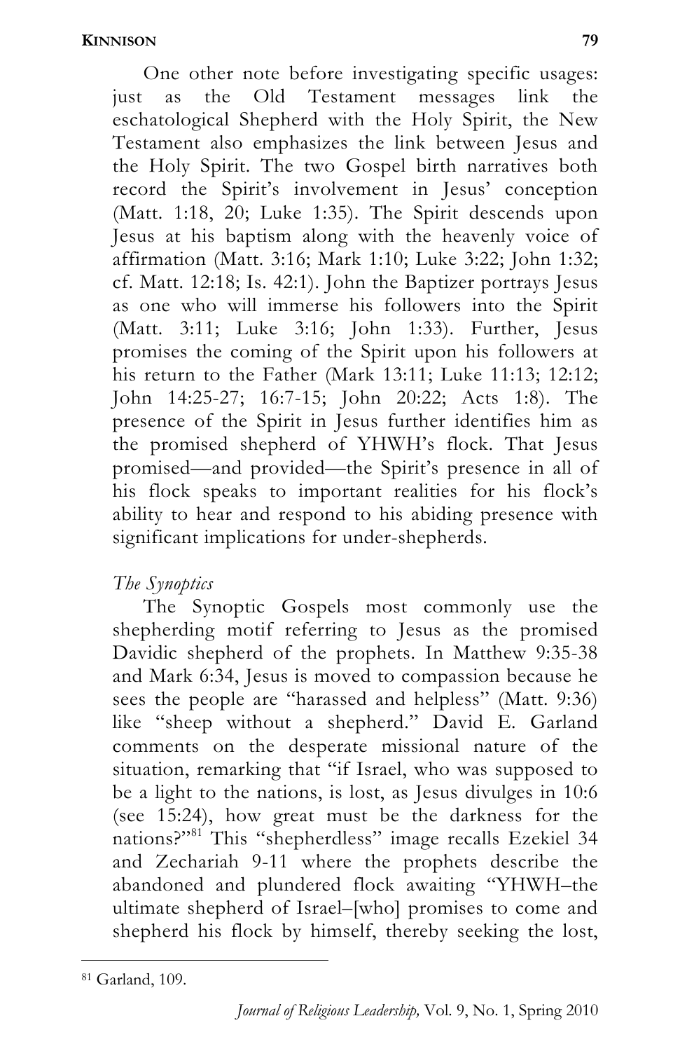One other note before investigating specific usages: just as the Old Testament messages link the eschatological Shepherd with the Holy Spirit, the New Testament also emphasizes the link between Jesus and the Holy Spirit. The two Gospel birth narratives both record the Spirit's involvement in Jesus' conception (Matt. 1:18, 20; Luke 1:35). The Spirit descends upon Jesus at his baptism along with the heavenly voice of affirmation (Matt. 3:16; Mark 1:10; Luke 3:22; John 1:32; cf. Matt. 12:18; Is. 42:1). John the Baptizer portrays Jesus as one who will immerse his followers into the Spirit (Matt. 3:11; Luke 3:16; John 1:33). Further, Jesus promises the coming of the Spirit upon his followers at his return to the Father (Mark 13:11; Luke 11:13; 12:12; John 14:25-27; 16:7-15; John 20:22; Acts 1:8). The presence of the Spirit in Jesus further identifies him as the promised shepherd of YHWH's flock. That Jesus promised—and provided—the Spirit's presence in all of his flock speaks to important realities for his flock's ability to hear and respond to his abiding presence with significant implications for under-shepherds.

*The Synoptics*

The Synoptic Gospels most commonly use the shepherding motif referring to Jesus as the promised Davidic shepherd of the prophets. In Matthew 9:35-38 and Mark 6:34, Jesus is moved to compassion because he sees the people are "harassed and helpless" (Matt. 9:36) like "sheep without a shepherd." David E. Garland comments on the desperate missional nature of the situation, remarking that "if Israel, who was supposed to be a light to the nations, is lost, as Jesus divulges in 10:6 (see 15:24), how great must be the darkness for the nations?"[81] This "shepherdless" image recalls Ezekiel 34 and Zechariah 9-11 where the prophets describe the abandoned and plundered flock awaiting "YHWH–the ultimate shepherd of Israel–[who] promises to come and shepherd his flock by himself, thereby seeking the lost,

---

[81] Garland, 109.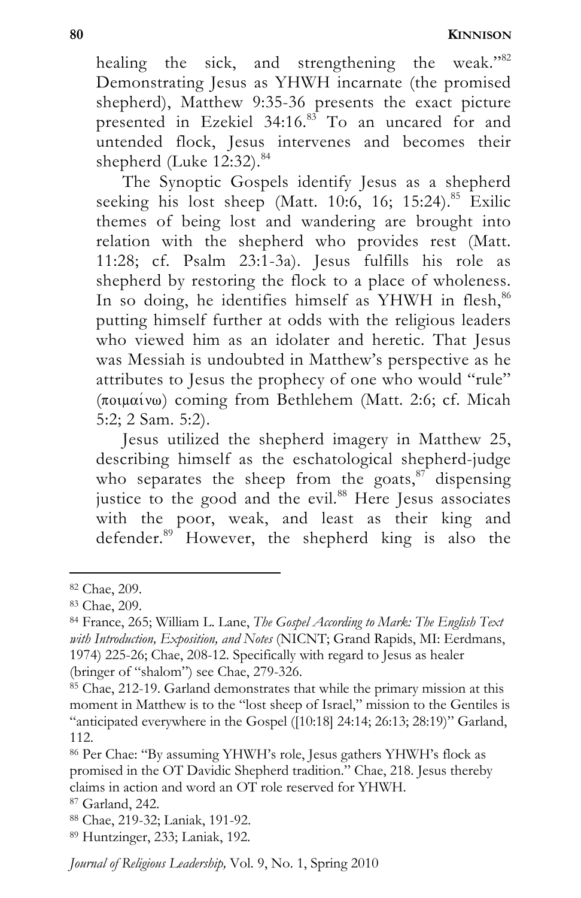healing the sick, and strengthening the weak."[82] Demonstrating Jesus as YHWH incarnate (the promised shepherd), Matthew 9:35-36 presents the exact picture presented in Ezekiel 34:16.[83] To an uncared for and untended flock, Jesus intervenes and becomes their shepherd (Luke 12:32).[84]

The Synoptic Gospels identify Jesus as a shepherd seeking his lost sheep (Matt. 10:6, 16; 15:24).[85] Exilic themes of being lost and wandering are brought into relation with the shepherd who provides rest (Matt. 11:28; cf. Psalm 23:1-3a). Jesus fulfills his role as shepherd by restoring the flock to a place of wholeness. In so doing, he identifies himself as YHWH in flesh,[86] putting himself further at odds with the religious leaders who viewed him as an idolater and heretic. That Jesus was Messiah is undoubted in Matthew's perspective as he attributes to Jesus the prophecy of one who would "rule" (ποιμαίνω) coming from Bethlehem (Matt. 2:6; cf. Micah 5:2; 2 Sam. 5:2).

Jesus utilized the shepherd imagery in Matthew 25, describing himself as the eschatological shepherd-judge who separates the sheep from the goats,[87] dispensing justice to the good and the evil.[88] Here Jesus associates with the poor, weak, and least as their king and defender.[89] However, the shepherd king is also the

---

[82] Chae, 209.

[83] Chae, 209.

[84] France, 265; William L. Lane, *The Gospel According to Mark: The English Text with Introduction, Exposition, and Notes* (NICNT; Grand Rapids, MI: Eerdmans, 1974) 225-26; Chae, 208-12. Specifically with regard to Jesus as healer (bringer of "shalom") see Chae, 279-326.

[85] Chae, 212-19. Garland demonstrates that while the primary mission at this moment in Matthew is to the "lost sheep of Israel," mission to the Gentiles is "anticipated everywhere in the Gospel ([10:18] 24:14; 26:13; 28:19)" Garland, 112.

[86] Per Chae: "By assuming YHWH's role, Jesus gathers YHWH's flock as promised in the OT Davidic Shepherd tradition." Chae, 218. Jesus thereby claims in action and word an OT role reserved for YHWH.

[87] Garland, 242.

[88] Chae, 219-32; Laniak, 191-92.

[89] Huntzinger, 233; Laniak, 192.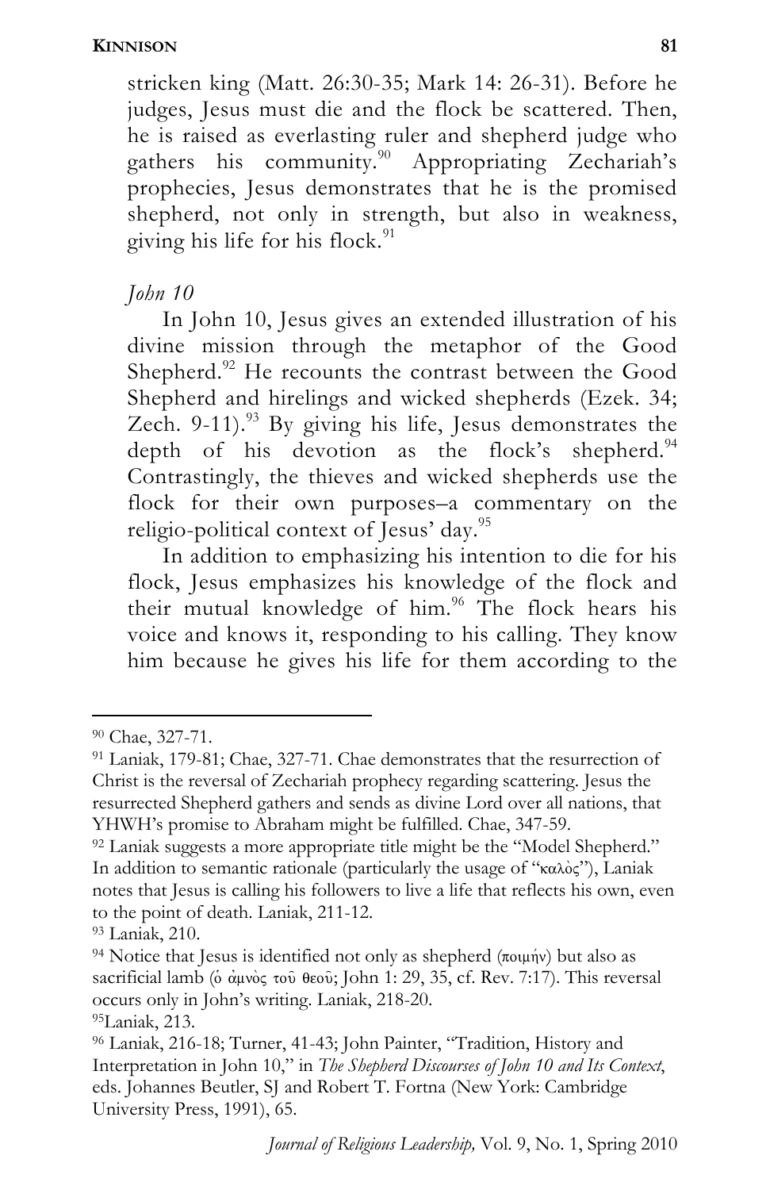stricken king (Matt. 26:30-35; Mark 14: 26-31). Before he judges, Jesus must die and the flock be scattered. Then, he is raised as everlasting ruler and shepherd judge who gathers his community.[90] Appropriating Zechariah's prophecies, Jesus demonstrates that he is the promised shepherd, not only in strength, but also in weakness, giving his life for his flock.[91]

*John 10*

In John 10, Jesus gives an extended illustration of his divine mission through the metaphor of the Good Shepherd.[92] He recounts the contrast between the Good Shepherd and hirelings and wicked shepherds (Ezek. 34; Zech. 9-11).[93] By giving his life, Jesus demonstrates the depth of his devotion as the flock's shepherd.[94] Contrastingly, the thieves and wicked shepherds use the flock for their own purposes–a commentary on the religio-political context of Jesus' day.[95]

In addition to emphasizing his intention to die for his flock, Jesus emphasizes his knowledge of the flock and their mutual knowledge of him.[96] The flock hears his voice and knows it, responding to his calling. They know him because he gives his life for them according to the

---

[90] Chae, 327-71.

[91] Laniak, 179-81; Chae, 327-71. Chae demonstrates that the resurrection of Christ is the reversal of Zechariah prophecy regarding scattering. Jesus the resurrected Shepherd gathers and sends as divine Lord over all nations, that YHWH's promise to Abraham might be fulfilled. Chae, 347-59.

[92] Laniak suggests a more appropriate title might be the "Model Shepherd." In addition to semantic rationale (particularly the usage of "καλὸς"), Laniak notes that Jesus is calling his followers to live a life that reflects his own, even to the point of death. Laniak, 211-12.

[93] Laniak, 210.

[94] Notice that Jesus is identified not only as shepherd (ποιμήν) but also as sacrificial lamb (ὁ ἀμνὸς τοῦ θεοῦ; John 1: 29, 35, cf. Rev. 7:17). This reversal occurs only in John's writing. Laniak, 218-20.

[95] Laniak, 213.

[96] Laniak, 216-18; Turner, 41-43; John Painter, "Tradition, History and Interpretation in John 10," in *The Shepherd Discourses of John 10 and Its Context*, eds. Johannes Beutler, SJ and Robert T. Fortna (New York: Cambridge University Press, 1991), 65.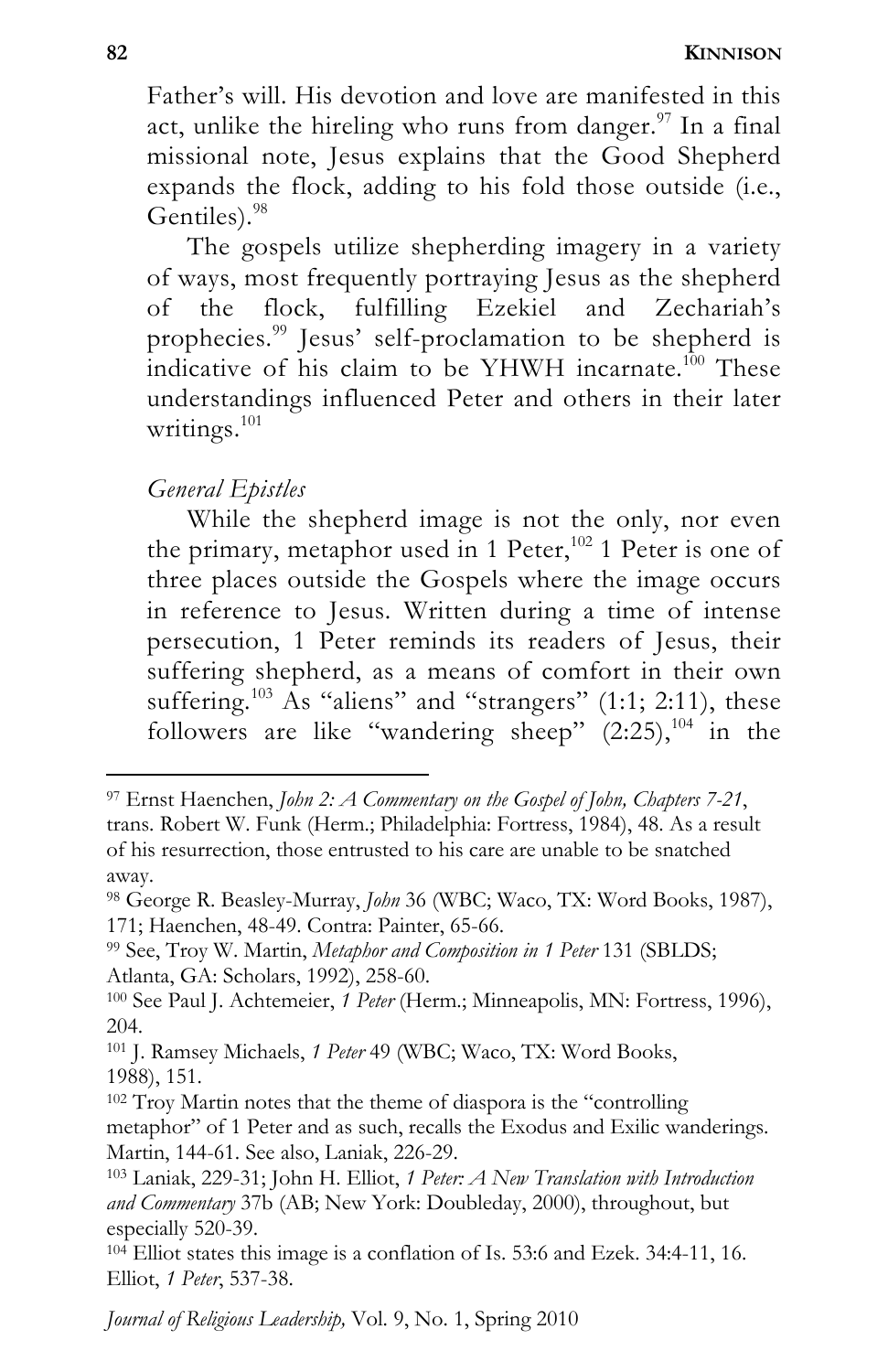Father's will. His devotion and love are manifested in this act, unlike the hireling who runs from danger.[97] In a final missional note, Jesus explains that the Good Shepherd expands the flock, adding to his fold those outside (i.e., Gentiles).[98]

The gospels utilize shepherding imagery in a variety of ways, most frequently portraying Jesus as the shepherd of the flock, fulfilling Ezekiel and Zechariah's prophecies.[99] Jesus' self-proclamation to be shepherd is indicative of his claim to be YHWH incarnate.[100] These understandings influenced Peter and others in their later writings.[101]

*General Epistles*

While the shepherd image is not the only, nor even the primary, metaphor used in 1 Peter,[102] 1 Peter is one of three places outside the Gospels where the image occurs in reference to Jesus. Written during a time of intense persecution, 1 Peter reminds its readers of Jesus, their suffering shepherd, as a means of comfort in their own suffering.[103] As "aliens" and "strangers" (1:1; 2:11), these followers are like "wandering sheep" (2:25),[104] in the

---

[97] Ernst Haenchen, *John 2: A Commentary on the Gospel of John, Chapters 7-21*, trans. Robert W. Funk (Herm.; Philadelphia: Fortress, 1984), 48. As a result of his resurrection, those entrusted to his care are unable to be snatched away.

[98] George R. Beasley-Murray, *John* 36 (WBC; Waco, TX: Word Books, 1987), 171; Haenchen, 48-49. Contra: Painter, 65-66.

[99] See, Troy W. Martin, *Metaphor and Composition in 1 Peter* 131 (SBLDS; Atlanta, GA: Scholars, 1992), 258-60.

[100] See Paul J. Achtemeier, *1 Peter* (Herm.; Minneapolis, MN: Fortress, 1996), 204.

[101] J. Ramsey Michaels, *1 Peter* 49 (WBC; Waco, TX: Word Books, 1988), 151.

[102] Troy Martin notes that the theme of diaspora is the "controlling metaphor" of 1 Peter and as such, recalls the Exodus and Exilic wanderings. Martin, 144-61. See also, Laniak, 226-29.

[103] Laniak, 229-31; John H. Elliot, *1 Peter: A New Translation with Introduction and Commentary* 37b (AB; New York: Doubleday, 2000), throughout, but especially 520-39.

[104] Elliot states this image is a conflation of Is. 53:6 and Ezek. 34:4-11, 16. Elliot, *1 Peter*, 537-38.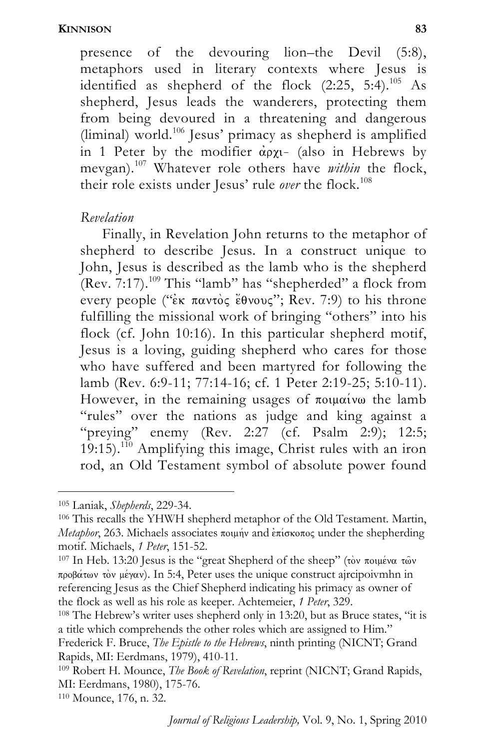presence of the devouring lion–the Devil (5:8), metaphors used in literary contexts where Jesus is identified as shepherd of the flock (2:25, 5:4).[105] As shepherd, Jesus leads the wanderers, protecting them from being devoured in a threatening and dangerous (liminal) world.[106] Jesus' primacy as shepherd is amplified in 1 Peter by the modifier ἀρχι- (also in Hebrews by mevgan).[107] Whatever role others have *within* the flock, their role exists under Jesus' rule *over* the flock.[108]

*Revelation*

Finally, in Revelation John returns to the metaphor of shepherd to describe Jesus. In a construct unique to John, Jesus is described as the lamb who is the shepherd (Rev. 7:17).[109] This "lamb" has "shepherded" a flock from every people ("ἐκ παντὸς ἔθνους"; Rev. 7:9) to his throne fulfilling the missional work of bringing "others" into his flock (cf. John 10:16). In this particular shepherd motif, Jesus is a loving, guiding shepherd who cares for those who have suffered and been martyred for following the lamb (Rev. 6:9-11; 77:14-16; cf. 1 Peter 2:19-25; 5:10-11). However, in the remaining usages of ποιμαίνω the lamb "rules" over the nations as judge and king against a "preying" enemy (Rev. 2:27 (cf. Psalm 2:9); 12:5; 19:15).[110] Amplifying this image, Christ rules with an iron rod, an Old Testament symbol of absolute power found

---

[105] Laniak, *Shepherds*, 229-34.

[106] This recalls the YHWH shepherd metaphor of the Old Testament. Martin, *Metaphor*, 263. Michaels associates ποιμήν and ἐπίσκοπος under the shepherding motif. Michaels, *1 Peter*, 151-52.

[107] In Heb. 13:20 Jesus is the "great Shepherd of the sheep" (τὸν ποιμένα τῶν προβάτων τὸν μέγαν). In 5:4, Peter uses the unique construct ajrcipoivmhn in referencing Jesus as the Chief Shepherd indicating his primacy as owner of the flock as well as his role as keeper. Achtemeier, *1 Peter*, 329.

[108] The Hebrew's writer uses shepherd only in 13:20, but as Bruce states, "it is a title which comprehends the other roles which are assigned to Him." Frederick F. Bruce, *The Epistle to the Hebrews*, ninth printing (NICNT; Grand Rapids, MI: Eerdmans, 1979), 410-11.

[109] Robert H. Mounce, *The Book of Revelation*, reprint (NICNT; Grand Rapids, MI: Eerdmans, 1980), 175-76.

[110] Mounce, 176, n. 32.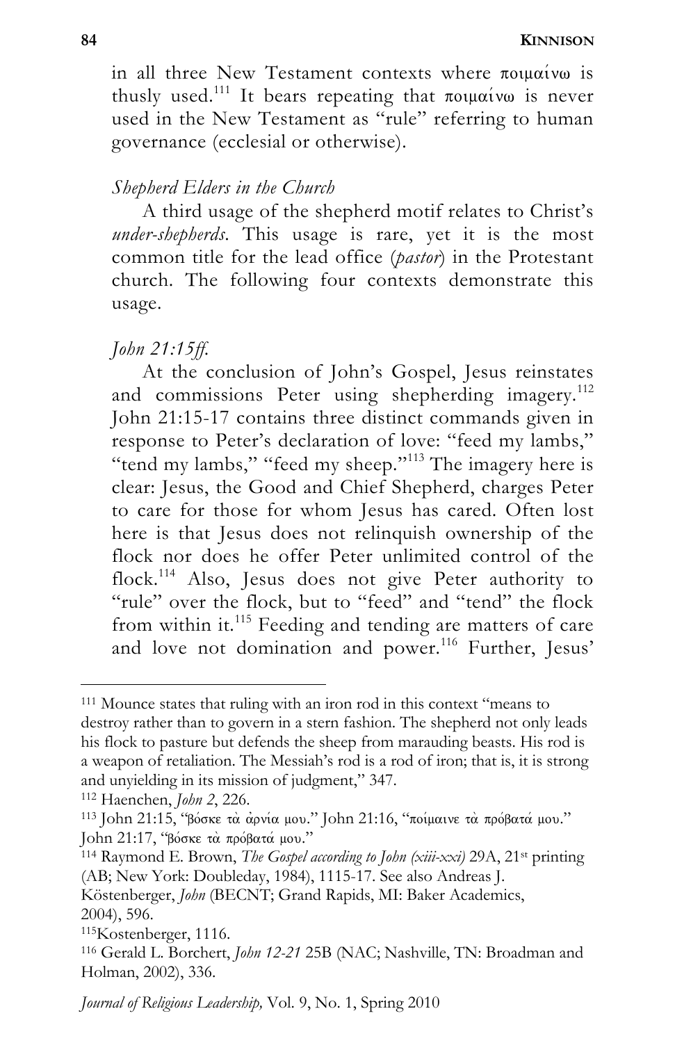in all three New Testament contexts where ποιμαίνω is thusly used.[111] It bears repeating that ποιμαίνω is never used in the New Testament as "rule" referring to human governance (ecclesial or otherwise).

*Shepherd Elders in the Church*

A third usage of the shepherd motif relates to Christ's *under-shepherds*. This usage is rare, yet it is the most common title for the lead office (*pastor*) in the Protestant church. The following four contexts demonstrate this usage.

*John 21:15ff.*

At the conclusion of John's Gospel, Jesus reinstates and commissions Peter using shepherding imagery.[112] John 21:15-17 contains three distinct commands given in response to Peter's declaration of love: "feed my lambs," "tend my lambs," "feed my sheep."[113] The imagery here is clear: Jesus, the Good and Chief Shepherd, charges Peter to care for those for whom Jesus has cared. Often lost here is that Jesus does not relinquish ownership of the flock nor does he offer Peter unlimited control of the flock.[114] Also, Jesus does not give Peter authority to "rule" over the flock, but to "feed" and "tend" the flock from within it.[115] Feeding and tending are matters of care and love not domination and power.[116] Further, Jesus'

---

[111] Mounce states that ruling with an iron rod in this context "means to destroy rather than to govern in a stern fashion. The shepherd not only leads his flock to pasture but defends the sheep from marauding beasts. His rod is a weapon of retaliation. The Messiah's rod is a rod of iron; that is, it is strong and unyielding in its mission of judgment," 347.

[112] Haenchen, *John 2*, 226.

[113] John 21:15, "βόσκε τὰ ἀρνία μου." John 21:16, "ποίμαινε τὰ πρόβατά μου." John 21:17, "βόσκε τὰ πρόβατά μου."

[114] Raymond E. Brown, *The Gospel according to John (xiii-xxi)* 29A, 21st printing (AB; New York: Doubleday, 1984), 1115-17. See also Andreas J. Köstenberger, *John* (BECNT; Grand Rapids, MI: Baker Academics, 2004), 596.

[115] Kostenberger, 1116.

[116] Gerald L. Borchert, *John 12-21* 25B (NAC; Nashville, TN: Broadman and Holman, 2002), 336.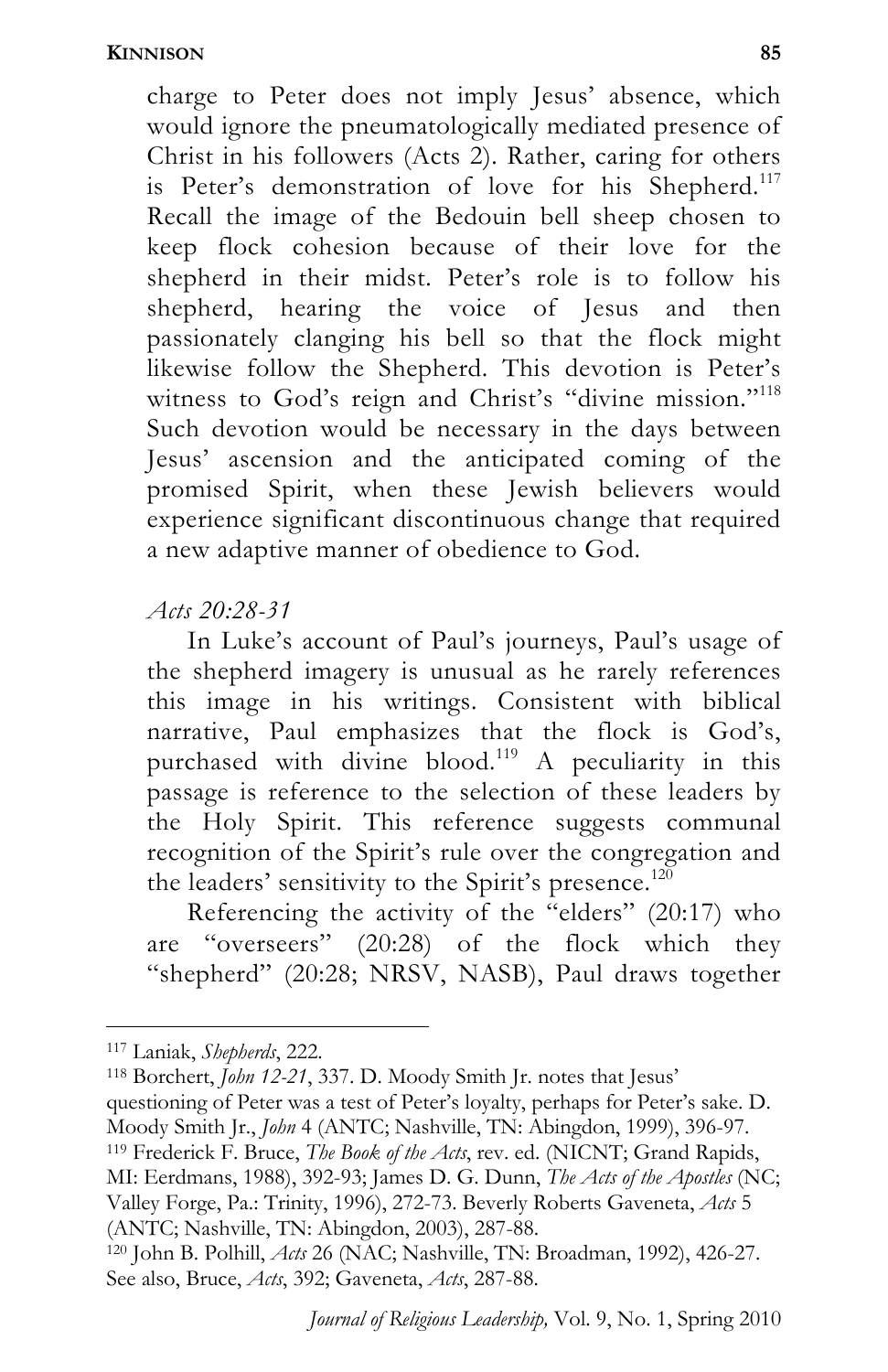charge to Peter does not imply Jesus' absence, which would ignore the pneumatologically mediated presence of Christ in his followers (Acts 2). Rather, caring for others is Peter's demonstration of love for his Shepherd.[117] Recall the image of the Bedouin bell sheep chosen to keep flock cohesion because of their love for the shepherd in their midst. Peter's role is to follow his shepherd, hearing the voice of Jesus and then passionately clanging his bell so that the flock might likewise follow the Shepherd. This devotion is Peter's witness to God's reign and Christ's "divine mission."[118] Such devotion would be necessary in the days between Jesus' ascension and the anticipated coming of the promised Spirit, when these Jewish believers would experience significant discontinuous change that required a new adaptive manner of obedience to God.

*Acts 20:28-31*

In Luke's account of Paul's journeys, Paul's usage of the shepherd imagery is unusual as he rarely references this image in his writings. Consistent with biblical narrative, Paul emphasizes that the flock is God's, purchased with divine blood.[119] A peculiarity in this passage is reference to the selection of these leaders by the Holy Spirit. This reference suggests communal recognition of the Spirit's rule over the congregation and the leaders' sensitivity to the Spirit's presence.[120]

Referencing the activity of the "elders" (20:17) who are "overseers" (20:28) of the flock which they "shepherd" (20:28; NRSV, NASB), Paul draws together

---

[117] Laniak, *Shepherds*, 222.

[118] Borchert, *John 12-21*, 337. D. Moody Smith Jr. notes that Jesus' questioning of Peter was a test of Peter's loyalty, perhaps for Peter's sake. D. Moody Smith Jr., *John* 4 (ANTC; Nashville, TN: Abingdon, 1999), 396-97.

[119] Frederick F. Bruce, *The Book of the Acts*, rev. ed. (NICNT; Grand Rapids, MI: Eerdmans, 1988), 392-93; James D. G. Dunn, *The Acts of the Apostles* (NC; Valley Forge, Pa.: Trinity, 1996), 272-73. Beverly Roberts Gaveneta, *Acts* 5 (ANTC; Nashville, TN: Abingdon, 2003), 287-88.

[120] John B. Polhill, *Acts* 26 (NAC; Nashville, TN: Broadman, 1992), 426-27. See also, Bruce, *Acts*, 392; Gaveneta, *Acts*, 287-88.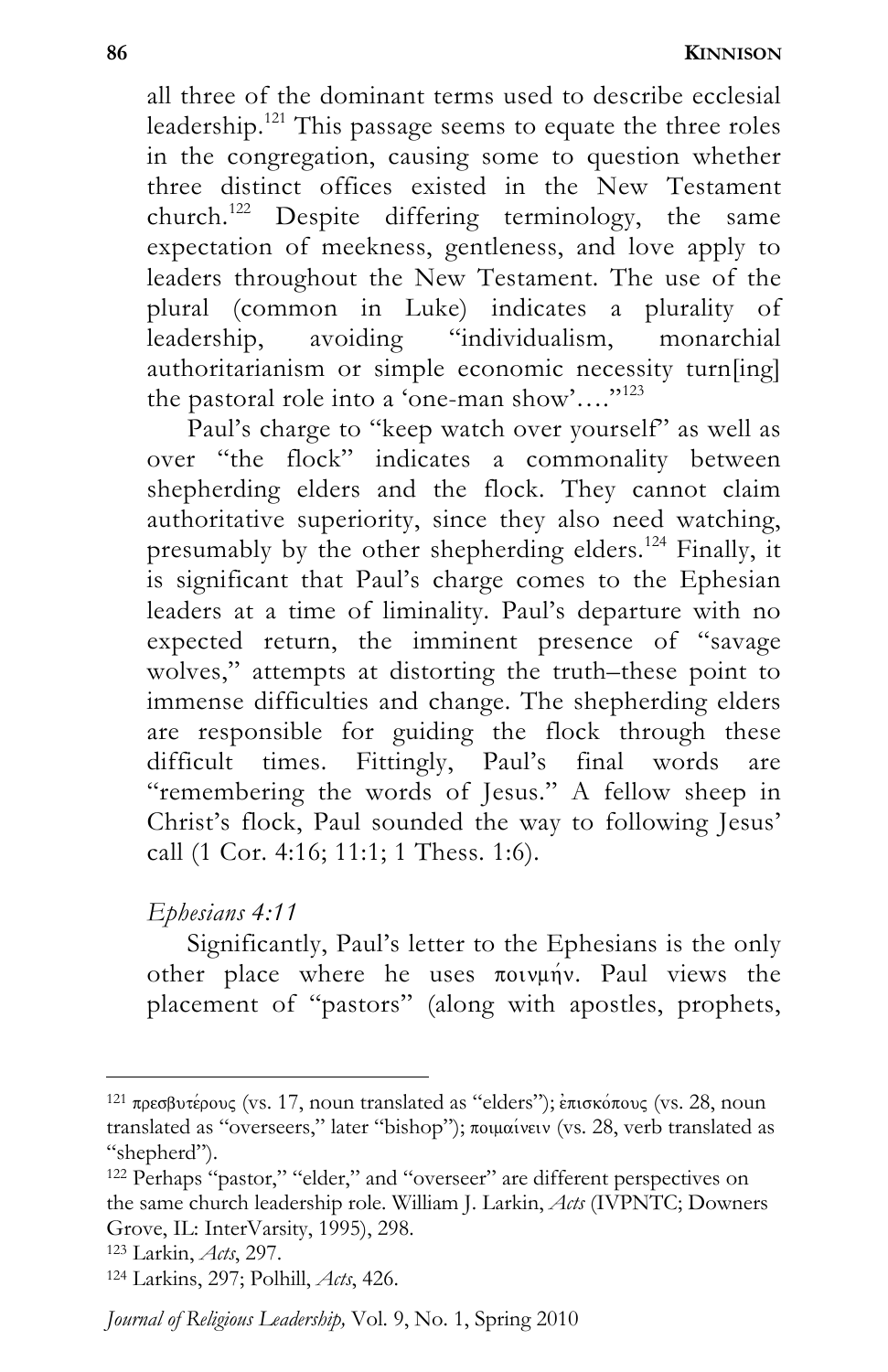all three of the dominant terms used to describe ecclesial leadership.[121] This passage seems to equate the three roles in the congregation, causing some to question whether three distinct offices existed in the New Testament church.[122] Despite differing terminology, the same expectation of meekness, gentleness, and love apply to leaders throughout the New Testament. The use of the plural (common in Luke) indicates a plurality of leadership, avoiding "individualism, monarchial authoritarianism or simple economic necessity turn[ing] the pastoral role into a 'one-man show'…."[123]

Paul's charge to "keep watch over yourself" as well as over "the flock" indicates a commonality between shepherding elders and the flock. They cannot claim authoritative superiority, since they also need watching, presumably by the other shepherding elders.[124] Finally, it is significant that Paul's charge comes to the Ephesian leaders at a time of liminality. Paul's departure with no expected return, the imminent presence of "savage wolves," attempts at distorting the truth–these point to immense difficulties and change. The shepherding elders are responsible for guiding the flock through these difficult times. Fittingly, Paul's final words are "remembering the words of Jesus." A fellow sheep in Christ's flock, Paul sounded the way to following Jesus' call (1 Cor. 4:16; 11:1; 1 Thess. 1:6).

*Ephesians 4:11*

Significantly, Paul's letter to the Ephesians is the only other place where he uses ποιμήν. Paul views the placement of "pastors" (along with apostles, prophets,

---

[121] πρεσβυτέρους (vs. 17, noun translated as "elders"); ἐπισκόπους (vs. 28, noun translated as "overseers," later "bishop"); ποιμαίνειν (vs. 28, verb translated as "shepherd").

[122] Perhaps "pastor," "elder," and "overseer" are different perspectives on the same church leadership role. William J. Larkin, *Acts* (IVPNTC; Downers Grove, IL: InterVarsity, 1995), 298.

[123] Larkin, *Acts*, 297.

[124] Larkins, 297; Polhill, *Acts*, 426.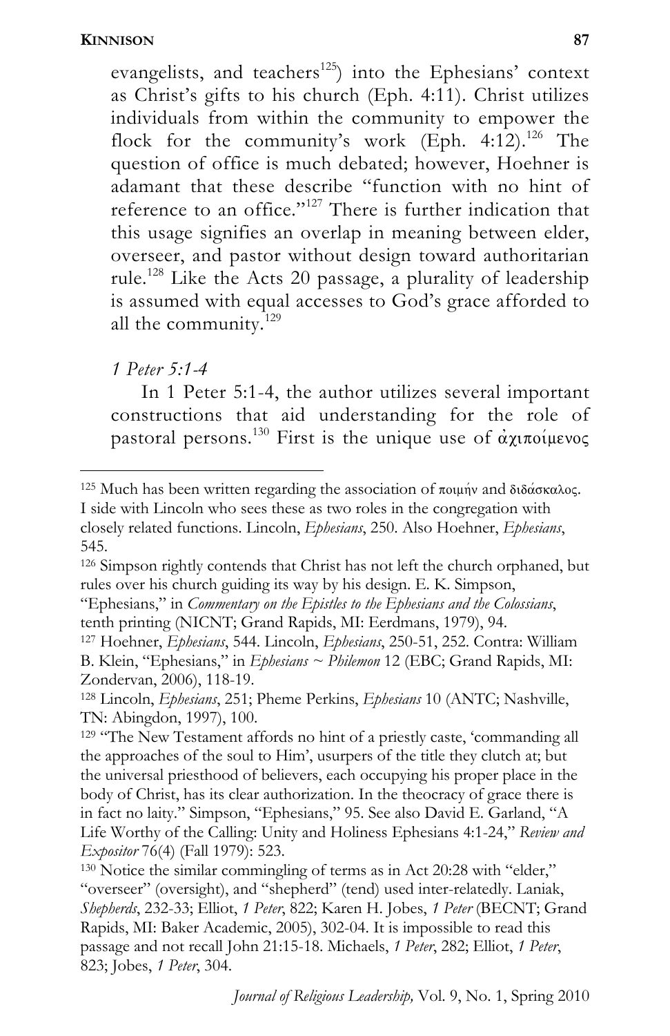evangelists, and teachers[125]) into the Ephesians' context as Christ's gifts to his church (Eph. 4:11). Christ utilizes individuals from within the community to empower the flock for the community's work (Eph. 4:12).[126] The question of office is much debated; however, Hoehner is adamant that these describe "function with no hint of reference to an office."[127] There is further indication that this usage signifies an overlap in meaning between elder, overseer, and pastor without design toward authoritarian rule.[128] Like the Acts 20 passage, a plurality of leadership is assumed with equal accesses to God's grace afforded to all the community.[129]

*1 Peter 5:1-4*

In 1 Peter 5:1-4, the author utilizes several important constructions that aid understanding for the role of pastoral persons.[130] First is the unique use of ἀχιποίμενος

---

[125] Much has been written regarding the association of ποιμήν and διδάσκαλος. I side with Lincoln who sees these as two roles in the congregation with closely related functions. Lincoln, *Ephesians*, 250. Also Hoehner, *Ephesians*, 545.

[126] Simpson rightly contends that Christ has not left the church orphaned, but rules over his church guiding its way by his design. E. K. Simpson, "Ephesians," in *Commentary on the Epistles to the Ephesians and the Colossians*, tenth printing (NICNT; Grand Rapids, MI: Eerdmans, 1979), 94.

[127] Hoehner, *Ephesians*, 544. Lincoln, *Ephesians*, 250-51, 252. Contra: William B. Klein, "Ephesians," in *Ephesians ~ Philemon* 12 (EBC; Grand Rapids, MI: Zondervan, 2006), 118-19.

[128] Lincoln, *Ephesians*, 251; Pheme Perkins, *Ephesians* 10 (ANTC; Nashville, TN: Abingdon, 1997), 100.

[129] "The New Testament affords no hint of a priestly caste, 'commanding all the approaches of the soul to Him', usurpers of the title they clutch at; but the universal priesthood of believers, each occupying his proper place in the body of Christ, has its clear authorization. In the theocracy of grace there is in fact no laity." Simpson, "Ephesians," 95. See also David E. Garland, "A Life Worthy of the Calling: Unity and Holiness Ephesians 4:1-24," *Review and Expositor* 76(4) (Fall 1979): 523.

[130] Notice the similar commingling of terms as in Act 20:28 with "elder," "overseer" (oversight), and "shepherd" (tend) used inter-relatedly. Laniak, *Shepherds*, 232-33; Elliot, *1 Peter*, 822; Karen H. Jobes, *1 Peter* (BECNT; Grand Rapids, MI: Baker Academic, 2005), 302-04. It is impossible to read this passage and not recall John 21:15-18. Michaels, *1 Peter*, 282; Elliot, *1 Peter*, 823; Jobes, *1 Peter*, 304.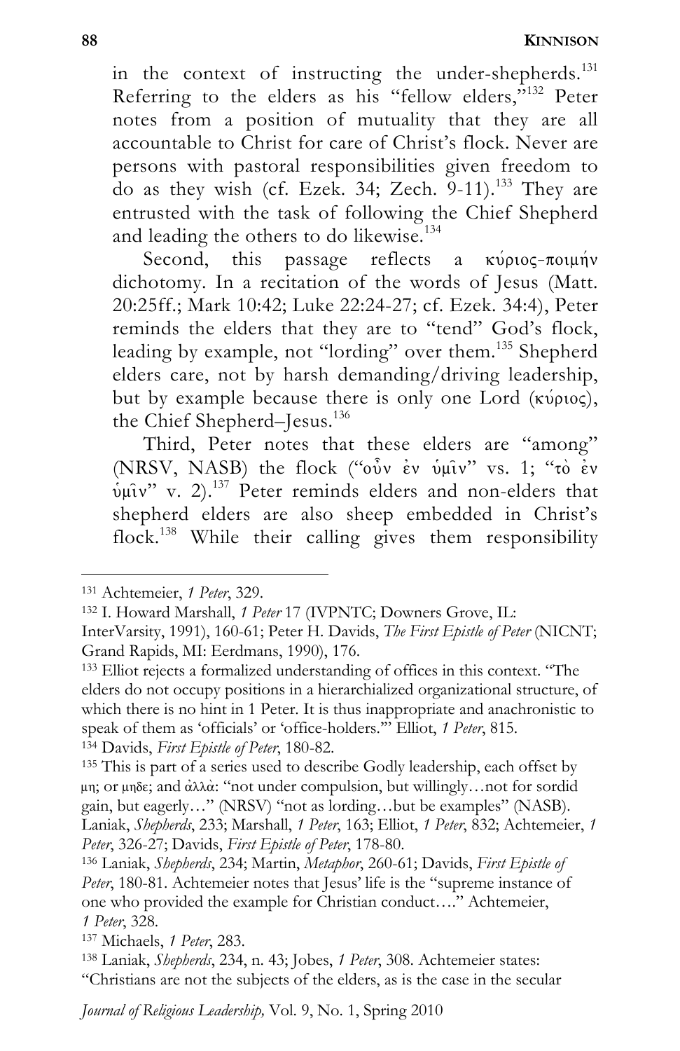in the context of instructing the under-shepherds.[131] Referring to the elders as his "fellow elders,"[132] Peter notes from a position of mutuality that they are all accountable to Christ for care of Christ's flock. Never are persons with pastoral responsibilities given freedom to do as they wish (cf. Ezek. 34; Zech. 9-11).[133] They are entrusted with the task of following the Chief Shepherd and leading the others to do likewise.[134]

Second, this passage reflects a κύριος-ποιμήν dichotomy. In a recitation of the words of Jesus (Matt. 20:25ff.; Mark 10:42; Luke 22:24-27; cf. Ezek. 34:4), Peter reminds the elders that they are to "tend" God's flock, leading by example, not "lording" over them.[135] Shepherd elders care, not by harsh demanding/driving leadership, but by example because there is only one Lord (κύριος), the Chief Shepherd–Jesus.[136]

Third, Peter notes that these elders are "among" (NRSV, NASB) the flock ("οὖν ἐν ὑμῖν" vs. 1; "τὸ ἐν ὑμῖν" v. 2).[137] Peter reminds elders and non-elders that shepherd elders are also sheep embedded in Christ's flock.[138] While their calling gives them responsibility

---

[131] Achtemeier, *1 Peter*, 329.

[132] I. Howard Marshall, *1 Peter* 17 (IVPNTC; Downers Grove, IL: InterVarsity, 1991), 160-61; Peter H. Davids, *The First Epistle of Peter* (NICNT; Grand Rapids, MI: Eerdmans, 1990), 176.

[133] Elliot rejects a formalized understanding of offices in this context. "The elders do not occupy positions in a hierarchialized organizational structure, of which there is no hint in 1 Peter. It is thus inappropriate and anachronistic to speak of them as 'officials' or 'office-holders.'" Elliot, *1 Peter*, 815.

[134] Davids, *First Epistle of Peter*, 180-82.

[135] This is part of a series used to describe Godly leadership, each offset by μη; or μηδε; and ἀλλὰ: "not under compulsion, but willingly…not for sordid gain, but eagerly…" (NRSV) "not as lording…but be examples" (NASB). Laniak, *Shepherds*, 233; Marshall, *1 Peter*, 163; Elliot, *1 Peter*, 832; Achtemeier, *1 Peter*, 326-27; Davids, *First Epistle of Peter*, 178-80.

[136] Laniak, *Shepherds*, 234; Martin, *Metaphor*, 260-61; Davids, *First Epistle of Peter*, 180-81. Achtemeier notes that Jesus' life is the "supreme instance of one who provided the example for Christian conduct…." Achtemeier, *1 Peter*, 328.

[137] Michaels, *1 Peter*, 283.

[138] Laniak, *Shepherds*, 234, n. 43; Jobes, *1 Peter*, 308. Achtemeier states: "Christians are not the subjects of the elders, as is the case in the secular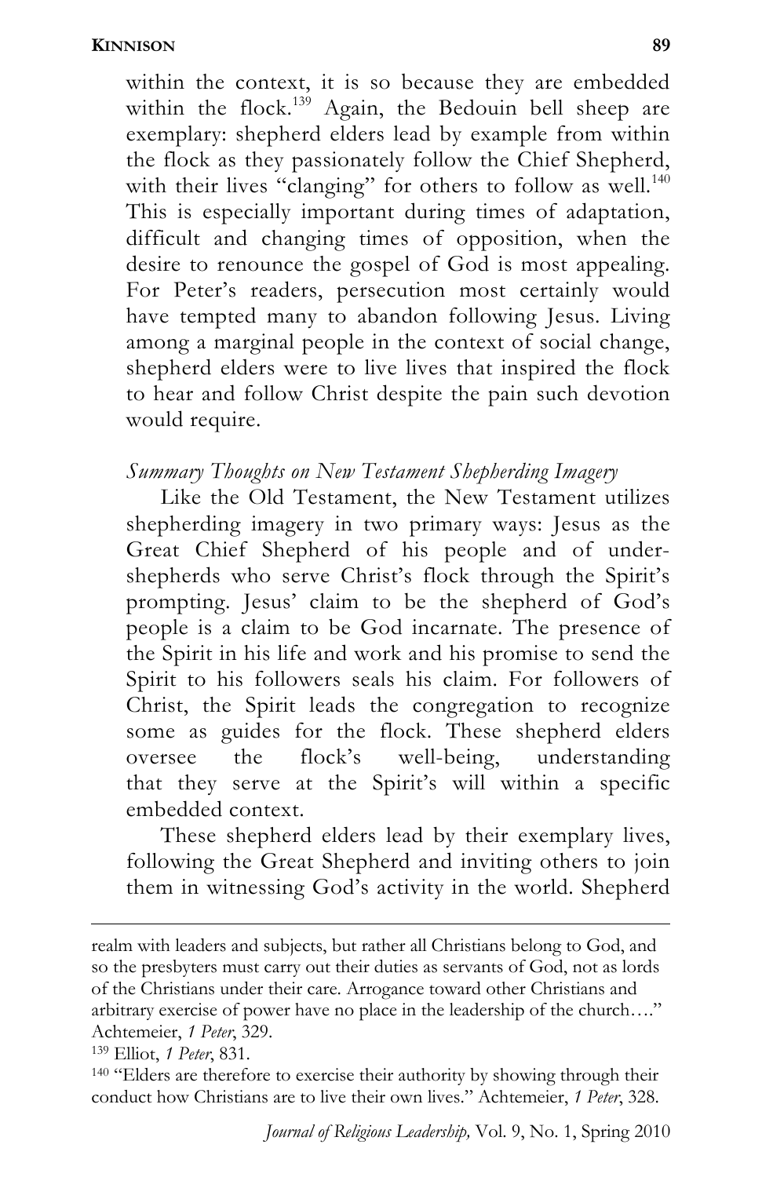within the context, it is so because they are embedded within the flock.[139] Again, the Bedouin bell sheep are exemplary: shepherd elders lead by example from within the flock as they passionately follow the Chief Shepherd, with their lives "clanging" for others to follow as well.[140] This is especially important during times of adaptation, difficult and changing times of opposition, when the desire to renounce the gospel of God is most appealing. For Peter's readers, persecution most certainly would have tempted many to abandon following Jesus. Living among a marginal people in the context of social change, shepherd elders were to live lives that inspired the flock to hear and follow Christ despite the pain such devotion would require.

*Summary Thoughts on New Testament Shepherding Imagery*

Like the Old Testament, the New Testament utilizes shepherding imagery in two primary ways: Jesus as the Great Chief Shepherd of his people and of under-shepherds who serve Christ's flock through the Spirit's prompting. Jesus' claim to be the shepherd of God's people is a claim to be God incarnate. The presence of the Spirit in his life and work and his promise to send the Spirit to his followers seals his claim. For followers of Christ, the Spirit leads the congregation to recognize some as guides for the flock. These shepherd elders oversee the flock's well-being, understanding that they serve at the Spirit's will within a specific embedded context.

These shepherd elders lead by their exemplary lives, following the Great Shepherd and inviting others to join them in witnessing God's activity in the world. Shepherd

---

realm with leaders and subjects, but rather all Christians belong to God, and so the presbyters must carry out their duties as servants of God, not as lords of the Christians under their care. Arrogance toward other Christians and arbitrary exercise of power have no place in the leadership of the church…." Achtemeier, *1 Peter*, 329.

[139] Elliot, *1 Peter*, 831.

[140] "Elders are therefore to exercise their authority by showing through their conduct how Christians are to live their own lives." Achtemeier, *1 Peter*, 328.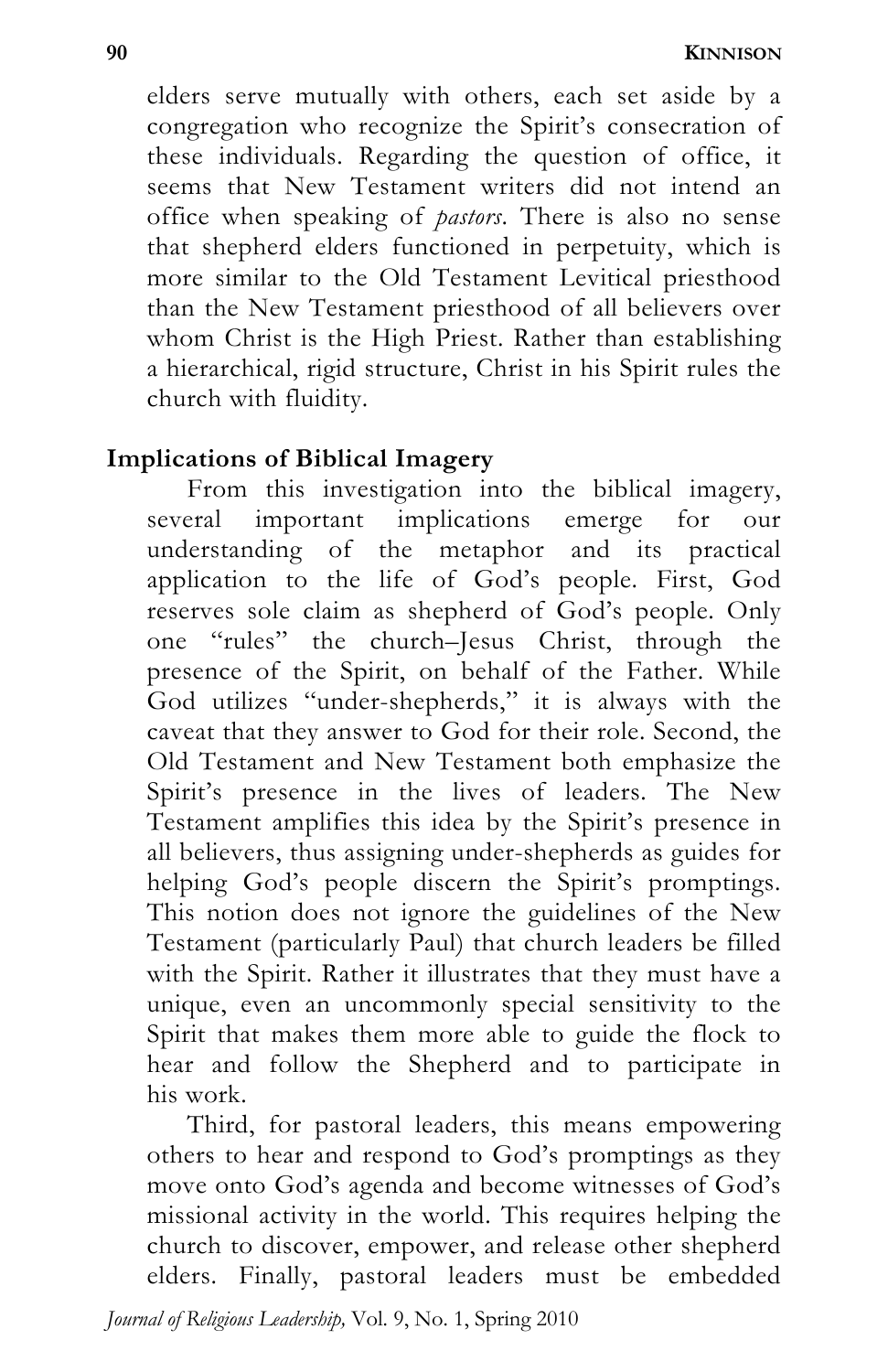elders serve mutually with others, each set aside by a congregation who recognize the Spirit's consecration of these individuals. Regarding the question of office, it seems that New Testament writers did not intend an office when speaking of *pastors*. There is also no sense that shepherd elders functioned in perpetuity, which is more similar to the Old Testament Levitical priesthood than the New Testament priesthood of all believers over whom Christ is the High Priest. Rather than establishing a hierarchical, rigid structure, Christ in his Spirit rules the church with fluidity.

## Implications of Biblical Imagery

From this investigation into the biblical imagery, several important implications emerge for our understanding of the metaphor and its practical application to the life of God's people. First, God reserves sole claim as shepherd of God's people. Only one "rules" the church–Jesus Christ, through the presence of the Spirit, on behalf of the Father. While God utilizes "under-shepherds," it is always with the caveat that they answer to God for their role. Second, the Old Testament and New Testament both emphasize the Spirit's presence in the lives of leaders. The New Testament amplifies this idea by the Spirit's presence in all believers, thus assigning under-shepherds as guides for helping God's people discern the Spirit's promptings. This notion does not ignore the guidelines of the New Testament (particularly Paul) that church leaders be filled with the Spirit. Rather it illustrates that they must have a unique, even an uncommonly special sensitivity to the Spirit that makes them more able to guide the flock to hear and follow the Shepherd and to participate in his work.

Third, for pastoral leaders, this means empowering others to hear and respond to God's promptings as they move onto God's agenda and become witnesses of God's missional activity in the world. This requires helping the church to discover, empower, and release other shepherd elders. Finally, pastoral leaders must be embedded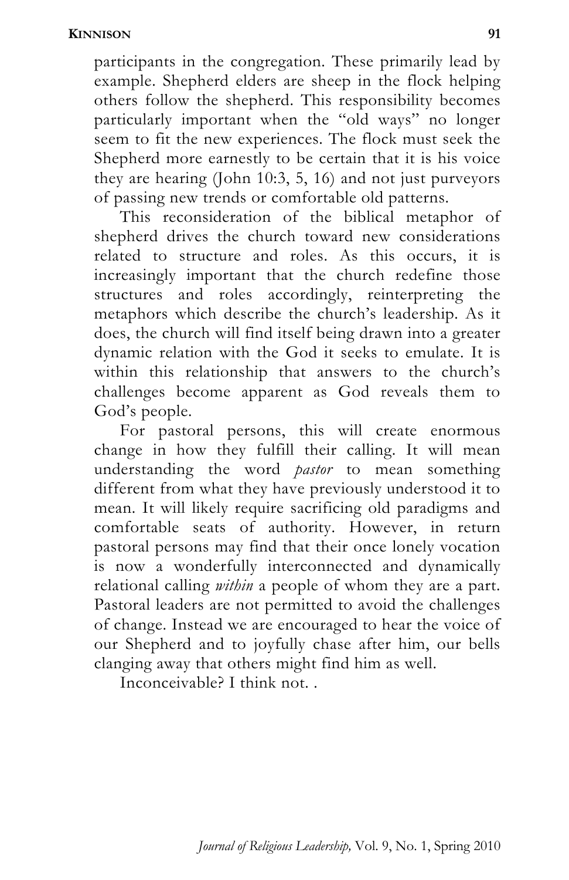participants in the congregation. These primarily lead by example. Shepherd elders are sheep in the flock helping others follow the shepherd. This responsibility becomes particularly important when the "old ways" no longer seem to fit the new experiences. The flock must seek the Shepherd more earnestly to be certain that it is his voice they are hearing (John 10:3, 5, 16) and not just purveyors of passing new trends or comfortable old patterns.

This reconsideration of the biblical metaphor of shepherd drives the church toward new considerations related to structure and roles. As this occurs, it is increasingly important that the church redefine those structures and roles accordingly, reinterpreting the metaphors which describe the church's leadership. As it does, the church will find itself being drawn into a greater dynamic relation with the God it seeks to emulate. It is within this relationship that answers to the church's challenges become apparent as God reveals them to God's people.

For pastoral persons, this will create enormous change in how they fulfill their calling. It will mean understanding the word *pastor* to mean something different from what they have previously understood it to mean. It will likely require sacrificing old paradigms and comfortable seats of authority. However, in return pastoral persons may find that their once lonely vocation is now a wonderfully interconnected and dynamically relational calling *within* a people of whom they are a part. Pastoral leaders are not permitted to avoid the challenges of change. Instead we are encouraged to hear the voice of our Shepherd and to joyfully chase after him, our bells clanging away that others might find him as well.

Inconceivable? I think not. .